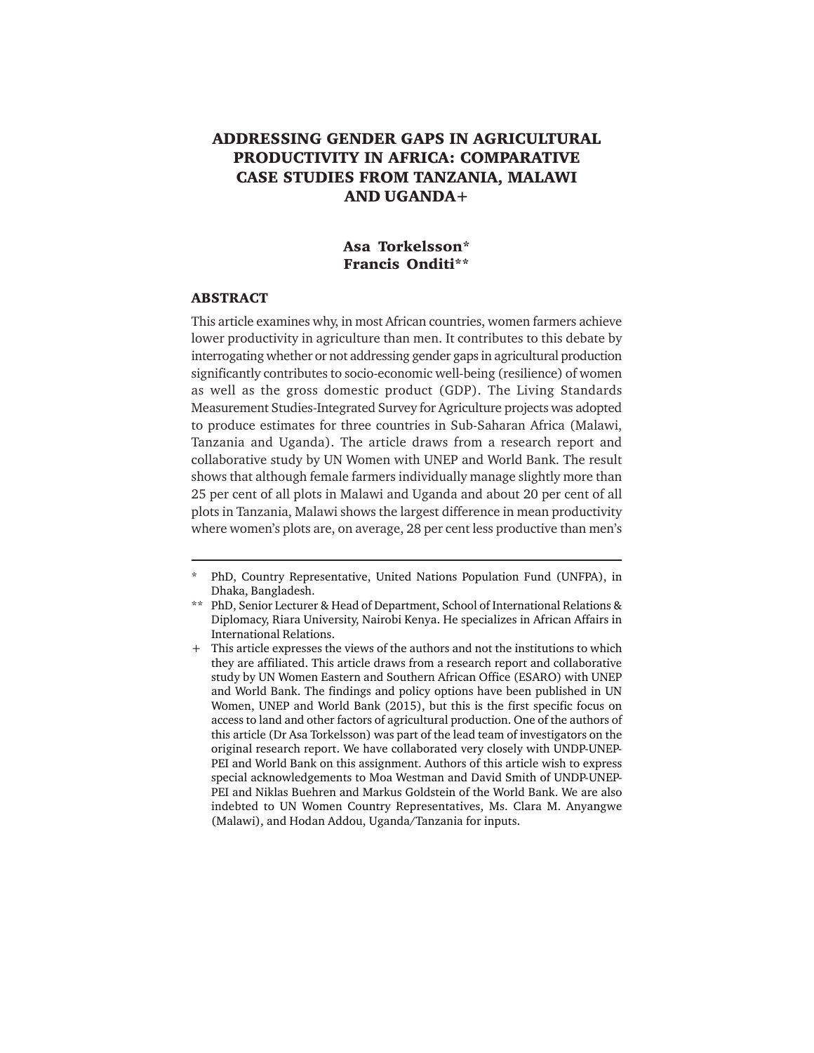# ADDRESSING GENDER GAPS IN AGRICULTURAL PRODUCTIVITY IN AFRICA: COMPARATIVE CASE STUDIES FROM TANZANIA, MALAWI AND UGANDA+

**Asa Torkelsson***
**Francis Onditi****

## ABSTRACT

This article examines why, in most African countries, women farmers achieve lower productivity in agriculture than men. It contributes to this debate by interrogating whether or not addressing gender gaps in agricultural production significantly contributes to socio-economic well-being (resilience) of women as well as the gross domestic product (GDP). The Living Standards Measurement Studies-Integrated Survey for Agriculture projects was adopted to produce estimates for three countries in Sub-Saharan Africa (Malawi, Tanzania and Uganda). The article draws from a research report and collaborative study by UN Women with UNEP and World Bank. The result shows that although female farmers individually manage slightly more than 25 per cent of all plots in Malawi and Uganda and about 20 per cent of all plots in Tanzania, Malawi shows the largest difference in mean productivity where women's plots are, on average, 28 per cent less productive than men's

---

\* PhD, Country Representative, United Nations Population Fund (UNFPA), in Dhaka, Bangladesh.

\*\* PhD, Senior Lecturer & Head of Department, School of International Relations & Diplomacy, Riara University, Nairobi Kenya. He specializes in African Affairs in International Relations.

\+ This article expresses the views of the authors and not the institutions to which they are affiliated. This article draws from a research report and collaborative study by UN Women Eastern and Southern African Office (ESARO) with UNEP and World Bank. The findings and policy options have been published in UN Women, UNEP and World Bank (2015), but this is the first specific focus on access to land and other factors of agricultural production. One of the authors of this article (Dr Asa Torkelsson) was part of the lead team of investigators on the original research report. We have collaborated very closely with UNDP-UNEP-PEI and World Bank on this assignment. Authors of this article wish to express special acknowledgements to Moa Westman and David Smith of UNDP-UNEP-PEI and Niklas Buehren and Markus Goldstein of the World Bank. We are also indebted to UN Women Country Representatives, Ms. Clara M. Anyangwe (Malawi), and Hodan Addou, Uganda/Tanzania for inputs.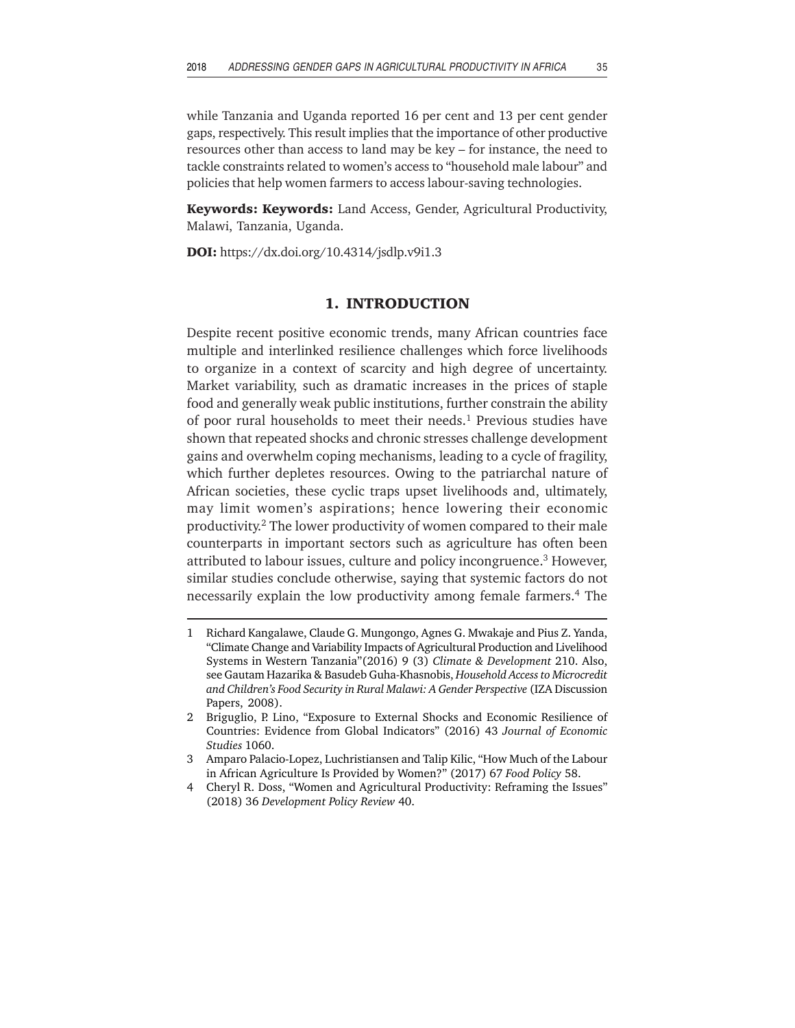while Tanzania and Uganda reported 16 per cent and 13 per cent gender gaps, respectively. This result implies that the importance of other productive resources other than access to land may be key – for instance, the need to tackle constraints related to women's access to "household male labour" and policies that help women farmers to access labour-saving technologies.

**Keywords: Keywords:** Land Access, Gender, Agricultural Productivity, Malawi, Tanzania, Uganda.

**DOI:** https://dx.doi.org/10.4314/jsdlp.v9i1.3

## 1. INTRODUCTION

Despite recent positive economic trends, many African countries face multiple and interlinked resilience challenges which force livelihoods to organize in a context of scarcity and high degree of uncertainty. Market variability, such as dramatic increases in the prices of staple food and generally weak public institutions, further constrain the ability of poor rural households to meet their needs.[1] Previous studies have shown that repeated shocks and chronic stresses challenge development gains and overwhelm coping mechanisms, leading to a cycle of fragility, which further depletes resources. Owing to the patriarchal nature of African societies, these cyclic traps upset livelihoods and, ultimately, may limit women's aspirations; hence lowering their economic productivity.[2] The lower productivity of women compared to their male counterparts in important sectors such as agriculture has often been attributed to labour issues, culture and policy incongruence.[3] However, similar studies conclude otherwise, saying that systemic factors do not necessarily explain the low productivity among female farmers.[4] The

---

1 Richard Kangalawe, Claude G. Mungongo, Agnes G. Mwakaje and Pius Z. Yanda, "Climate Change and Variability Impacts of Agricultural Production and Livelihood Systems in Western Tanzania"(2016) 9 (3) *Climate & Development* 210. Also, see Gautam Hazarika & Basudeb Guha-Khasnobis, *Household Access to Microcredit and Children's Food Security in Rural Malawi: A Gender Perspective* (IZA Discussion Papers, 2008).

2 Briguglio, P. Lino, "Exposure to External Shocks and Economic Resilience of Countries: Evidence from Global Indicators" (2016) 43 *Journal of Economic Studies* 1060.

3 Amparo Palacio-Lopez, Luchristiansen and Talip Kilic, "How Much of the Labour in African Agriculture Is Provided by Women?" (2017) 67 *Food Policy* 58.

4 Cheryl R. Doss, "Women and Agricultural Productivity: Reframing the Issues" (2018) 36 *Development Policy Review* 40.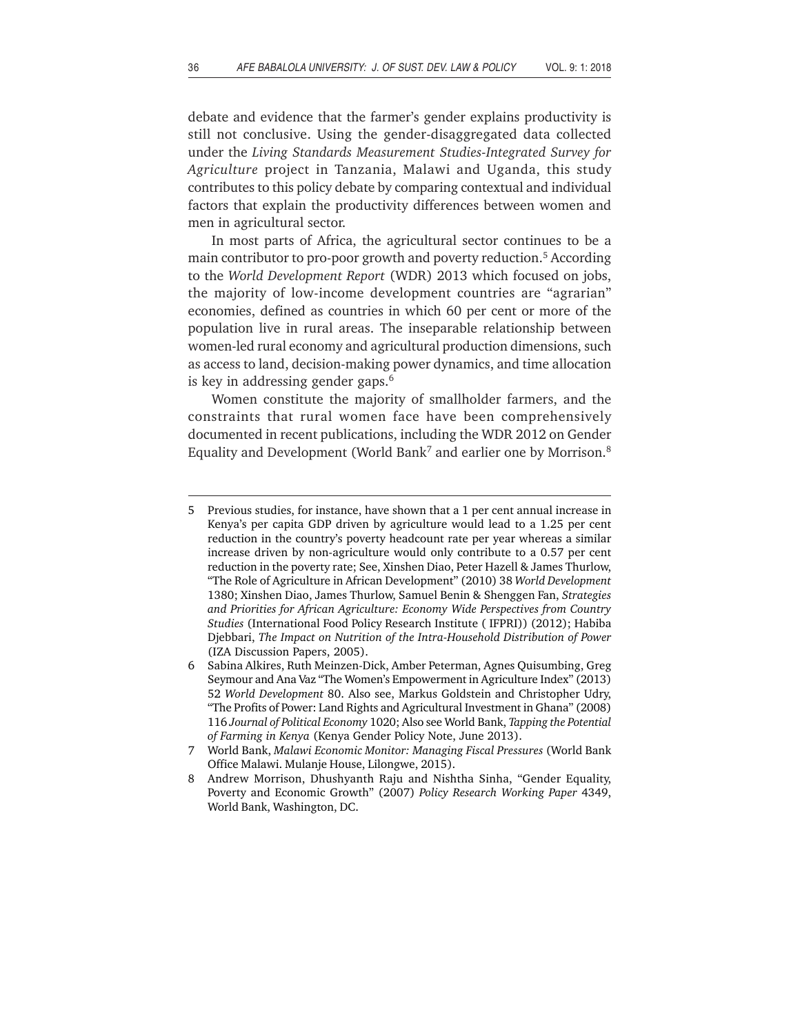debate and evidence that the farmer's gender explains productivity is still not conclusive. Using the gender-disaggregated data collected under the *Living Standards Measurement Studies-Integrated Survey for Agriculture* project in Tanzania, Malawi and Uganda, this study contributes to this policy debate by comparing contextual and individual factors that explain the productivity differences between women and men in agricultural sector.

In most parts of Africa, the agricultural sector continues to be a main contributor to pro-poor growth and poverty reduction.[5] According to the *World Development Report* (WDR) 2013 which focused on jobs, the majority of low-income development countries are "agrarian" economies, defined as countries in which 60 per cent or more of the population live in rural areas. The inseparable relationship between women-led rural economy and agricultural production dimensions, such as access to land, decision-making power dynamics, and time allocation is key in addressing gender gaps.[6]

Women constitute the majority of smallholder farmers, and the constraints that rural women face have been comprehensively documented in recent publications, including the WDR 2012 on Gender Equality and Development (World Bank[7] and earlier one by Morrison.[8]

---

5 Previous studies, for instance, have shown that a 1 per cent annual increase in Kenya's per capita GDP driven by agriculture would lead to a 1.25 per cent reduction in the country's poverty headcount rate per year whereas a similar increase driven by non-agriculture would only contribute to a 0.57 per cent reduction in the poverty rate; See, Xinshen Diao, Peter Hazell & James Thurlow, "The Role of Agriculture in African Development" (2010) 38 *World Development* 1380; Xinshen Diao, James Thurlow, Samuel Benin & Shenggen Fan, *Strategies and Priorities for African Agriculture: Economy Wide Perspectives from Country Studies* (International Food Policy Research Institute ( IFPRI)) (2012); Habiba Djebbari, *The Impact on Nutrition of the Intra-Household Distribution of Power* (IZA Discussion Papers, 2005).

6 Sabina Alkires, Ruth Meinzen-Dick, Amber Peterman, Agnes Quisumbing, Greg Seymour and Ana Vaz "The Women's Empowerment in Agriculture Index" (2013) 52 *World Development* 80. Also see, Markus Goldstein and Christopher Udry, "The Profits of Power: Land Rights and Agricultural Investment in Ghana" (2008) 116 *Journal of Political Economy* 1020; Also see World Bank, *Tapping the Potential of Farming in Kenya* (Kenya Gender Policy Note, June 2013).

7 World Bank, *Malawi Economic Monitor: Managing Fiscal Pressures* (World Bank Office Malawi. Mulanje House, Lilongwe, 2015).

8 Andrew Morrison, Dhushyanth Raju and Nishtha Sinha, "Gender Equality, Poverty and Economic Growth" (2007) *Policy Research Working Paper* 4349, World Bank, Washington, DC.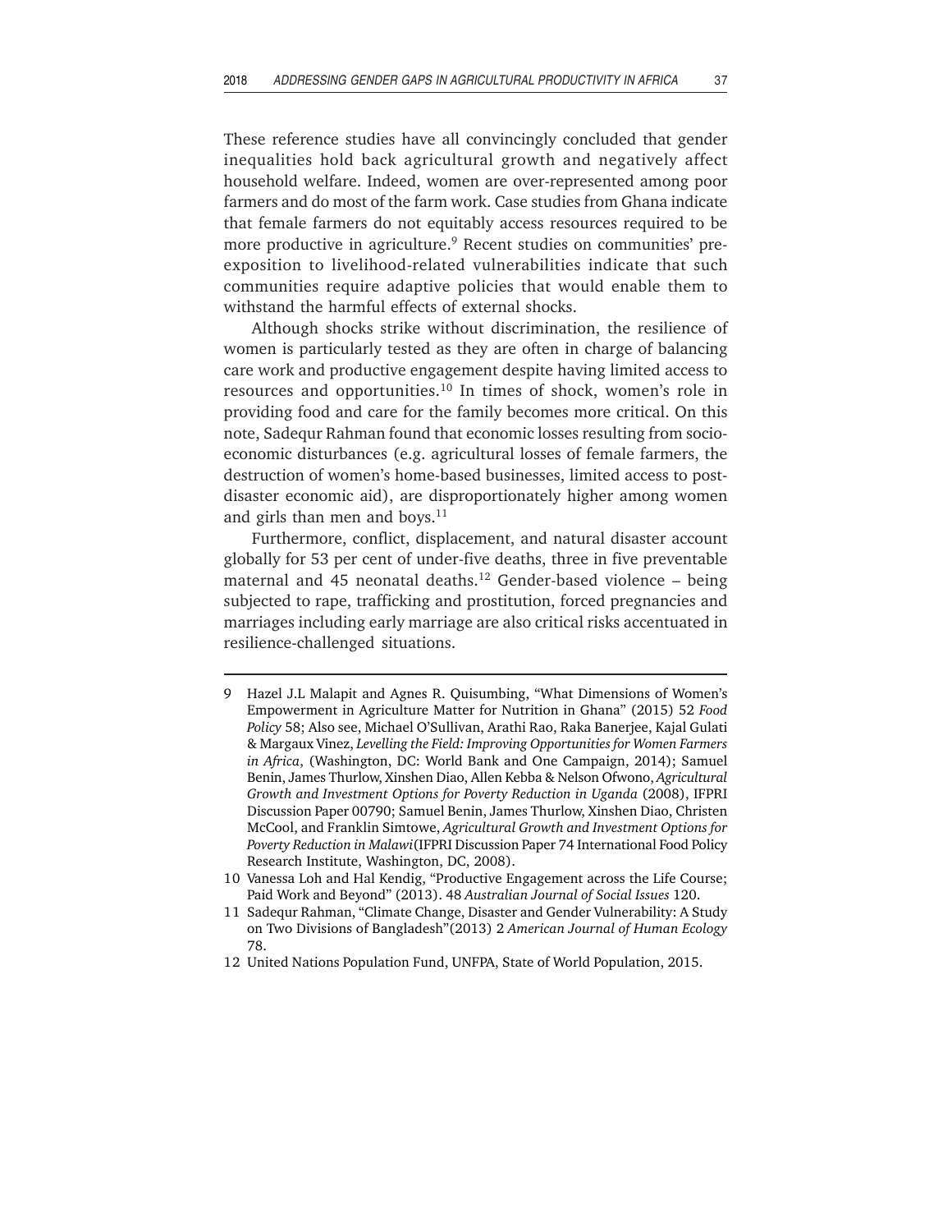These reference studies have all convincingly concluded that gender inequalities hold back agricultural growth and negatively affect household welfare. Indeed, women are over-represented among poor farmers and do most of the farm work. Case studies from Ghana indicate that female farmers do not equitably access resources required to be more productive in agriculture.[9] Recent studies on communities' pre-exposition to livelihood-related vulnerabilities indicate that such communities require adaptive policies that would enable them to withstand the harmful effects of external shocks.

Although shocks strike without discrimination, the resilience of women is particularly tested as they are often in charge of balancing care work and productive engagement despite having limited access to resources and opportunities.[10] In times of shock, women's role in providing food and care for the family becomes more critical. On this note, Sadequr Rahman found that economic losses resulting from socio-economic disturbances (e.g. agricultural losses of female farmers, the destruction of women's home-based businesses, limited access to post-disaster economic aid), are disproportionately higher among women and girls than men and boys.[11]

Furthermore, conflict, displacement, and natural disaster account globally for 53 per cent of under-five deaths, three in five preventable maternal and 45 neonatal deaths.[12] Gender-based violence – being subjected to rape, trafficking and prostitution, forced pregnancies and marriages including early marriage are also critical risks accentuated in resilience-challenged situations.

---

9 Hazel J.L Malapit and Agnes R. Quisumbing, "What Dimensions of Women's Empowerment in Agriculture Matter for Nutrition in Ghana" (2015) 52 *Food Policy* 58; Also see, Michael O'Sullivan, Arathi Rao, Raka Banerjee, Kajal Gulati & Margaux Vinez, *Levelling the Field: Improving Opportunities for Women Farmers in Africa*, (Washington, DC: World Bank and One Campaign, 2014); Samuel Benin, James Thurlow, Xinshen Diao, Allen Kebba & Nelson Ofwono, *Agricultural Growth and Investment Options for Poverty Reduction in Uganda* (2008), IFPRI Discussion Paper 00790; Samuel Benin, James Thurlow, Xinshen Diao, Christen McCool, and Franklin Simtowe, *Agricultural Growth and Investment Options for Poverty Reduction in Malawi* (IFPRI Discussion Paper 74 International Food Policy Research Institute, Washington, DC, 2008).

10 Vanessa Loh and Hal Kendig, "Productive Engagement across the Life Course; Paid Work and Beyond" (2013). 48 *Australian Journal of Social Issues* 120.

11 Sadequr Rahman, "Climate Change, Disaster and Gender Vulnerability: A Study on Two Divisions of Bangladesh"(2013) 2 *American Journal of Human Ecology* 78.

12 United Nations Population Fund, UNFPA, State of World Population, 2015.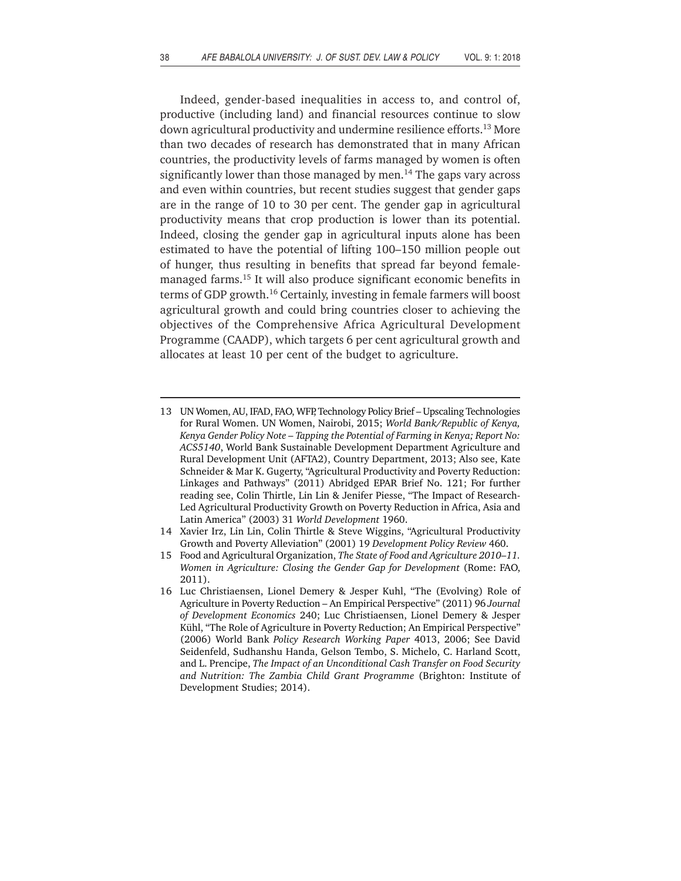Indeed, gender-based inequalities in access to, and control of, productive (including land) and financial resources continue to slow down agricultural productivity and undermine resilience efforts.[13] More than two decades of research has demonstrated that in many African countries, the productivity levels of farms managed by women is often significantly lower than those managed by men.[14] The gaps vary across and even within countries, but recent studies suggest that gender gaps are in the range of 10 to 30 per cent. The gender gap in agricultural productivity means that crop production is lower than its potential. Indeed, closing the gender gap in agricultural inputs alone has been estimated to have the potential of lifting 100–150 million people out of hunger, thus resulting in benefits that spread far beyond female-managed farms.[15] It will also produce significant economic benefits in terms of GDP growth.[16] Certainly, investing in female farmers will boost agricultural growth and could bring countries closer to achieving the objectives of the Comprehensive Africa Agricultural Development Programme (CAADP), which targets 6 per cent agricultural growth and allocates at least 10 per cent of the budget to agriculture.

---

13 UN Women, AU, IFAD, FAO, WFP, Technology Policy Brief – Upscaling Technologies for Rural Women. UN Women, Nairobi, 2015; *World Bank/Republic of Kenya, Kenya Gender Policy Note – Tapping the Potential of Farming in Kenya; Report No: ACS5140*, World Bank Sustainable Development Department Agriculture and Rural Development Unit (AFTA2), Country Department, 2013; Also see, Kate Schneider & Mar K. Gugerty, "Agricultural Productivity and Poverty Reduction: Linkages and Pathways" (2011) Abridged EPAR Brief No. 121; For further reading see, Colin Thirtle, Lin Lin & Jenifer Piesse, "The Impact of Research-Led Agricultural Productivity Growth on Poverty Reduction in Africa, Asia and Latin America" (2003) 31 *World Development* 1960.

14 Xavier Irz, Lin Lin, Colin Thirtle & Steve Wiggins, "Agricultural Productivity Growth and Poverty Alleviation" (2001) 19 *Development Policy Review* 460.

15 Food and Agricultural Organization, *The State of Food and Agriculture 2010–11. Women in Agriculture: Closing the Gender Gap for Development* (Rome: FAO, 2011).

16 Luc Christiaensen, Lionel Demery & Jesper Kuhl, "The (Evolving) Role of Agriculture in Poverty Reduction – An Empirical Perspective" (2011) 96 *Journal of Development Economics* 240; Luc Christiaensen, Lionel Demery & Jesper Kühl, "The Role of Agriculture in Poverty Reduction; An Empirical Perspective" (2006) World Bank *Policy Research Working Paper* 4013, 2006; See David Seidenfeld, Sudhanshu Handa, Gelson Tembo, S. Michelo, C. Harland Scott, and L. Prencipe, *The Impact of an Unconditional Cash Transfer on Food Security and Nutrition: The Zambia Child Grant Programme* (Brighton: Institute of Development Studies; 2014).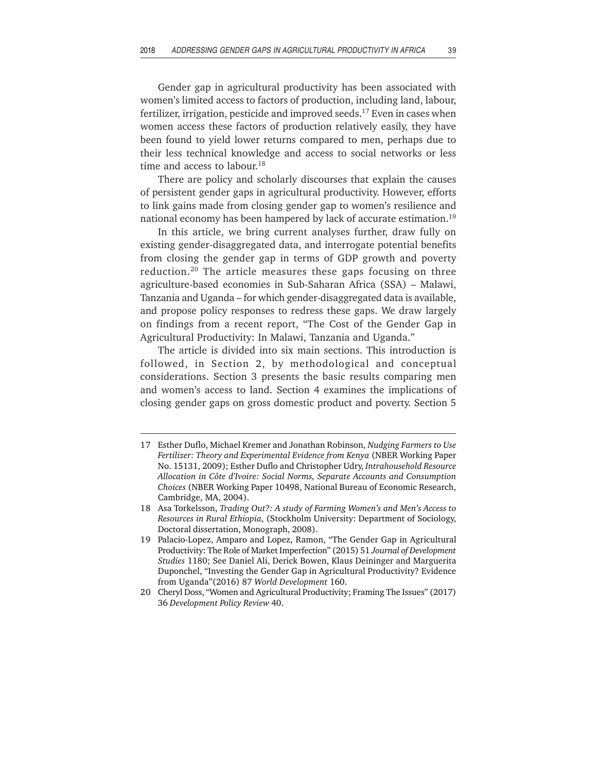Gender gap in agricultural productivity has been associated with women's limited access to factors of production, including land, labour, fertilizer, irrigation, pesticide and improved seeds.[17] Even in cases when women access these factors of production relatively easily, they have been found to yield lower returns compared to men, perhaps due to their less technical knowledge and access to social networks or less time and access to labour.[18]

There are policy and scholarly discourses that explain the causes of persistent gender gaps in agricultural productivity. However, efforts to link gains made from closing gender gap to women's resilience and national economy has been hampered by lack of accurate estimation.[19]

In this article, we bring current analyses further, draw fully on existing gender-disaggregated data, and interrogate potential benefits from closing the gender gap in terms of GDP growth and poverty reduction.[20] The article measures these gaps focusing on three agriculture-based economies in Sub-Saharan Africa (SSA) – Malawi, Tanzania and Uganda – for which gender-disaggregated data is available, and propose policy responses to redress these gaps. We draw largely on findings from a recent report, "The Cost of the Gender Gap in Agricultural Productivity: In Malawi, Tanzania and Uganda."

The article is divided into six main sections. This introduction is followed, in Section 2, by methodological and conceptual considerations. Section 3 presents the basic results comparing men and women's access to land. Section 4 examines the implications of closing gender gaps on gross domestic product and poverty. Section 5

---

17 Esther Duflo, Michael Kremer and Jonathan Robinson, *Nudging Farmers to Use Fertilizer: Theory and Experimental Evidence from Kenya* (NBER Working Paper No. 15131, 2009); Esther Duflo and Christopher Udry, *Intrahousehold Resource Allocation in Côte d'Ivoire: Social Norms, Separate Accounts and Consumption Choices* (NBER Working Paper 10498, National Bureau of Economic Research, Cambridge, MA, 2004).

18 Asa Torkelsson, *Trading Out?: A study of Farming Women's and Men's Access to Resources in Rural Ethiopia*, (Stockholm University: Department of Sociology, Doctoral dissertation, Monograph, 2008).

19 Palacio-Lopez, Amparo and Lopez, Ramon, "The Gender Gap in Agricultural Productivity: The Role of Market Imperfection" (2015) 51 *Journal of Development Studies* 1180; See Daniel Ali, Derick Bowen, Klaus Deininger and Marguerita Duponchel, "Investing the Gender Gap in Agricultural Productivity? Evidence from Uganda"(2016) 87 *World Development* 160.

20 Cheryl Doss, "Women and Agricultural Productivity; Framing The Issues" (2017) 36 *Development Policy Review* 40.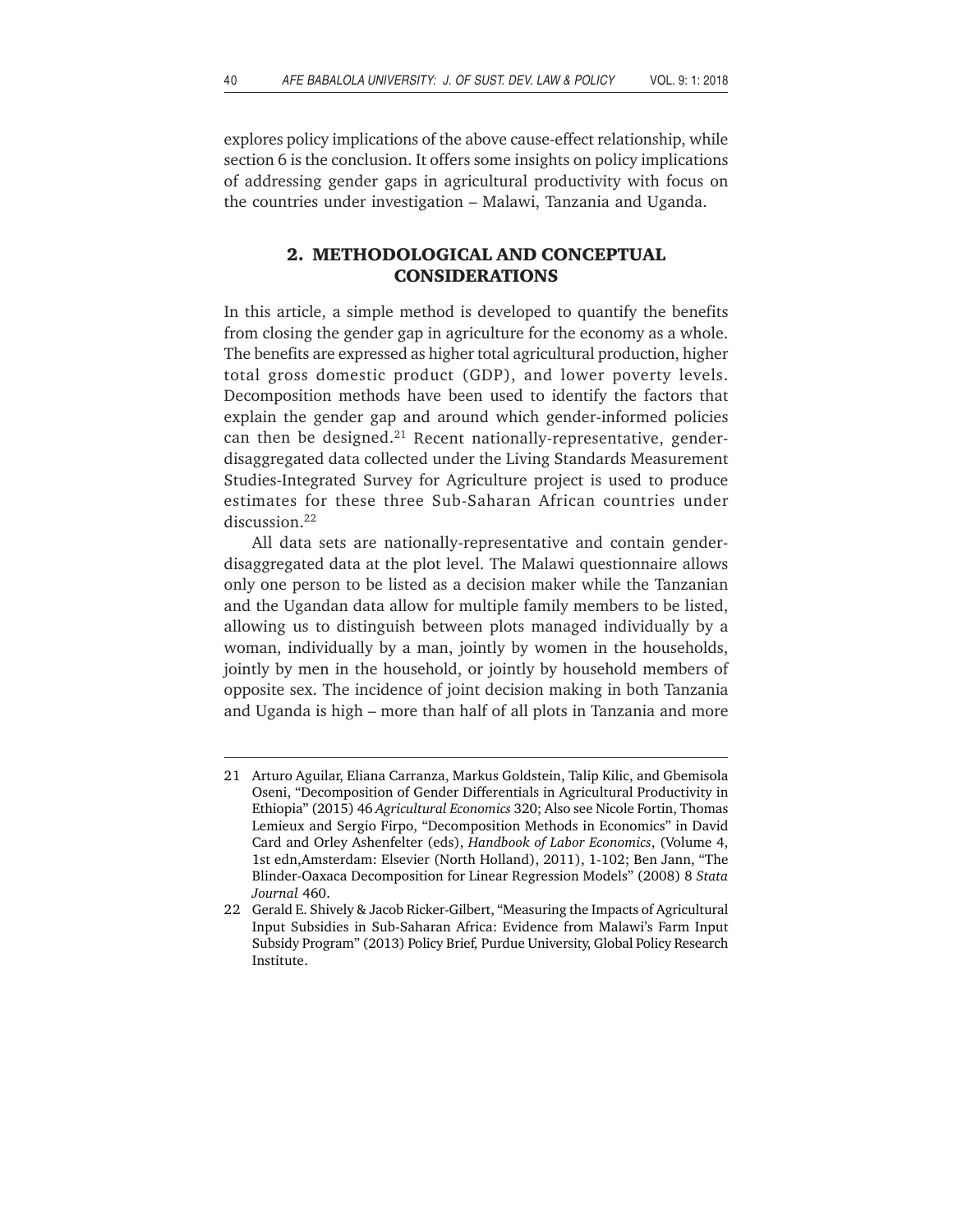explores policy implications of the above cause-effect relationship, while section 6 is the conclusion. It offers some insights on policy implications of addressing gender gaps in agricultural productivity with focus on the countries under investigation – Malawi, Tanzania and Uganda.

## 2. METHODOLOGICAL AND CONCEPTUAL CONSIDERATIONS

In this article, a simple method is developed to quantify the benefits from closing the gender gap in agriculture for the economy as a whole. The benefits are expressed as higher total agricultural production, higher total gross domestic product (GDP), and lower poverty levels. Decomposition methods have been used to identify the factors that explain the gender gap and around which gender-informed policies can then be designed.[21] Recent nationally-representative, gender-disaggregated data collected under the Living Standards Measurement Studies-Integrated Survey for Agriculture project is used to produce estimates for these three Sub-Saharan African countries under discussion.[22]

All data sets are nationally-representative and contain gender-disaggregated data at the plot level. The Malawi questionnaire allows only one person to be listed as a decision maker while the Tanzanian and the Ugandan data allow for multiple family members to be listed, allowing us to distinguish between plots managed individually by a woman, individually by a man, jointly by women in the households, jointly by men in the household, or jointly by household members of opposite sex. The incidence of joint decision making in both Tanzania and Uganda is high – more than half of all plots in Tanzania and more

---

21 Arturo Aguilar, Eliana Carranza, Markus Goldstein, Talip Kilic, and Gbemisola Oseni, "Decomposition of Gender Differentials in Agricultural Productivity in Ethiopia" (2015) 46 *Agricultural Economics* 320; Also see Nicole Fortin, Thomas Lemieux and Sergio Firpo, "Decomposition Methods in Economics" in David Card and Orley Ashenfelter (eds), *Handbook of Labor Economics*, (Volume 4, 1st edn,Amsterdam: Elsevier (North Holland), 2011), 1-102; Ben Jann, "The Blinder-Oaxaca Decomposition for Linear Regression Models" (2008) 8 *Stata Journal* 460.

22 Gerald E. Shively & Jacob Ricker-Gilbert, "Measuring the Impacts of Agricultural Input Subsidies in Sub-Saharan Africa: Evidence from Malawi's Farm Input Subsidy Program" (2013) Policy Brief, Purdue University, Global Policy Research Institute.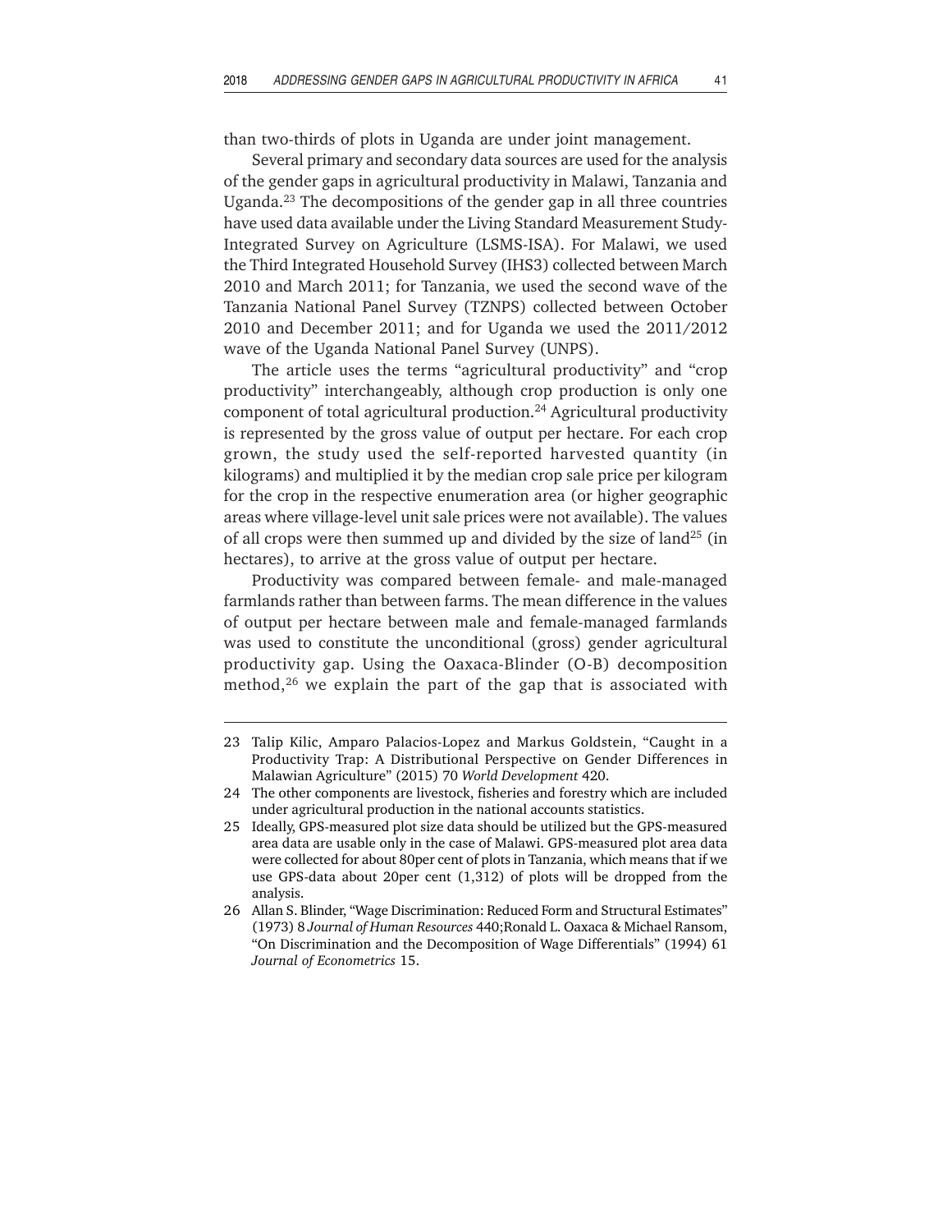than two-thirds of plots in Uganda are under joint management.

Several primary and secondary data sources are used for the analysis of the gender gaps in agricultural productivity in Malawi, Tanzania and Uganda.[23] The decompositions of the gender gap in all three countries have used data available under the Living Standard Measurement Study-Integrated Survey on Agriculture (LSMS-ISA). For Malawi, we used the Third Integrated Household Survey (IHS3) collected between March 2010 and March 2011; for Tanzania, we used the second wave of the Tanzania National Panel Survey (TZNPS) collected between October 2010 and December 2011; and for Uganda we used the 2011/2012 wave of the Uganda National Panel Survey (UNPS).

The article uses the terms "agricultural productivity" and "crop productivity" interchangeably, although crop production is only one component of total agricultural production.[24] Agricultural productivity is represented by the gross value of output per hectare. For each crop grown, the study used the self-reported harvested quantity (in kilograms) and multiplied it by the median crop sale price per kilogram for the crop in the respective enumeration area (or higher geographic areas where village-level unit sale prices were not available). The values of all crops were then summed up and divided by the size of land[25] (in hectares), to arrive at the gross value of output per hectare.

Productivity was compared between female- and male-managed farmlands rather than between farms. The mean difference in the values of output per hectare between male and female-managed farmlands was used to constitute the unconditional (gross) gender agricultural productivity gap. Using the Oaxaca-Blinder (O-B) decomposition method,[26] we explain the part of the gap that is associated with

---

23 Talip Kilic, Amparo Palacios-Lopez and Markus Goldstein, "Caught in a Productivity Trap: A Distributional Perspective on Gender Differences in Malawian Agriculture" (2015) 70 *World Development* 420.

24 The other components are livestock, fisheries and forestry which are included under agricultural production in the national accounts statistics.

25 Ideally, GPS-measured plot size data should be utilized but the GPS-measured area data are usable only in the case of Malawi. GPS-measured plot area data were collected for about 80per cent of plots in Tanzania, which means that if we use GPS-data about 20per cent (1,312) of plots will be dropped from the analysis.

26 Allan S. Blinder, "Wage Discrimination: Reduced Form and Structural Estimates" (1973) 8 *Journal of Human Resources* 440;Ronald L. Oaxaca & Michael Ransom, "On Discrimination and the Decomposition of Wage Differentials" (1994) 61 *Journal of Econometrics* 15.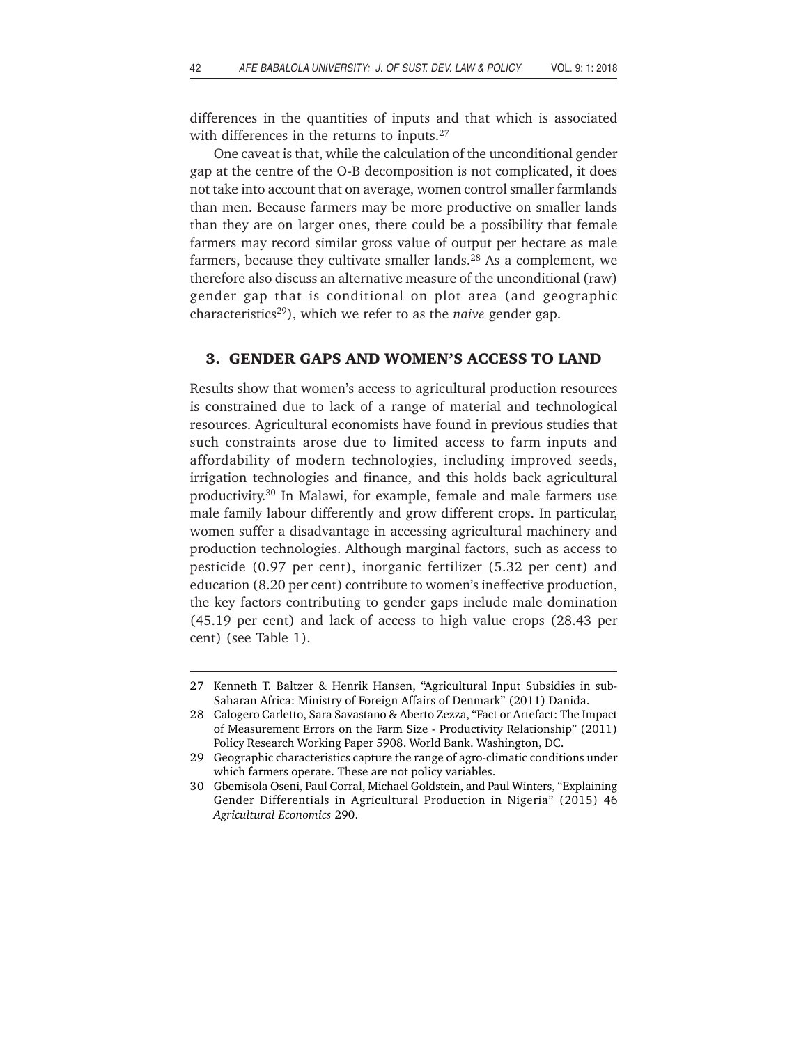differences in the quantities of inputs and that which is associated with differences in the returns to inputs.[27]

One caveat is that, while the calculation of the unconditional gender gap at the centre of the O-B decomposition is not complicated, it does not take into account that on average, women control smaller farmlands than men. Because farmers may be more productive on smaller lands than they are on larger ones, there could be a possibility that female farmers may record similar gross value of output per hectare as male farmers, because they cultivate smaller lands.[28] As a complement, we therefore also discuss an alternative measure of the unconditional (raw) gender gap that is conditional on plot area (and geographic characteristics[29]), which we refer to as the *naive* gender gap.

## 3. GENDER GAPS AND WOMEN'S ACCESS TO LAND

Results show that women's access to agricultural production resources is constrained due to lack of a range of material and technological resources. Agricultural economists have found in previous studies that such constraints arose due to limited access to farm inputs and affordability of modern technologies, including improved seeds, irrigation technologies and finance, and this holds back agricultural productivity.[30] In Malawi, for example, female and male farmers use male family labour differently and grow different crops. In particular, women suffer a disadvantage in accessing agricultural machinery and production technologies. Although marginal factors, such as access to pesticide (0.97 per cent), inorganic fertilizer (5.32 per cent) and education (8.20 per cent) contribute to women's ineffective production, the key factors contributing to gender gaps include male domination (45.19 per cent) and lack of access to high value crops (28.43 per cent) (see Table 1).

---

27 Kenneth T. Baltzer & Henrik Hansen, "Agricultural Input Subsidies in sub-Saharan Africa: Ministry of Foreign Affairs of Denmark" (2011) Danida.

28 Calogero Carletto, Sara Savastano & Aberto Zezza, "Fact or Artefact: The Impact of Measurement Errors on the Farm Size - Productivity Relationship" (2011) Policy Research Working Paper 5908. World Bank. Washington, DC.

29 Geographic characteristics capture the range of agro-climatic conditions under which farmers operate. These are not policy variables.

30 Gbemisola Oseni, Paul Corral, Michael Goldstein, and Paul Winters, "Explaining Gender Differentials in Agricultural Production in Nigeria" (2015) 46 *Agricultural Economics* 290.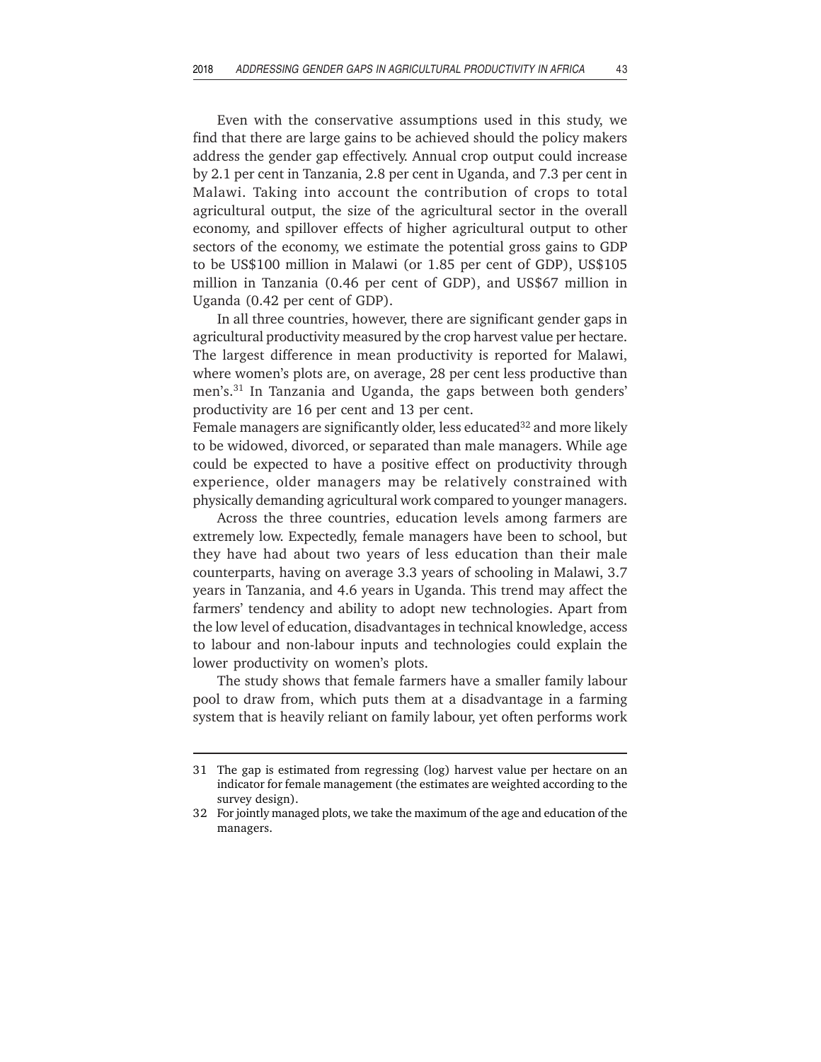Even with the conservative assumptions used in this study, we find that there are large gains to be achieved should the policy makers address the gender gap effectively. Annual crop output could increase by 2.1 per cent in Tanzania, 2.8 per cent in Uganda, and 7.3 per cent in Malawi. Taking into account the contribution of crops to total agricultural output, the size of the agricultural sector in the overall economy, and spillover effects of higher agricultural output to other sectors of the economy, we estimate the potential gross gains to GDP to be US$100 million in Malawi (or 1.85 per cent of GDP), US$105 million in Tanzania (0.46 per cent of GDP), and US$67 million in Uganda (0.42 per cent of GDP).

In all three countries, however, there are significant gender gaps in agricultural productivity measured by the crop harvest value per hectare. The largest difference in mean productivity is reported for Malawi, where women's plots are, on average, 28 per cent less productive than men's.[31] In Tanzania and Uganda, the gaps between both genders' productivity are 16 per cent and 13 per cent.

Female managers are significantly older, less educated[32] and more likely to be widowed, divorced, or separated than male managers. While age could be expected to have a positive effect on productivity through experience, older managers may be relatively constrained with physically demanding agricultural work compared to younger managers.

Across the three countries, education levels among farmers are extremely low. Expectedly, female managers have been to school, but they have had about two years of less education than their male counterparts, having on average 3.3 years of schooling in Malawi, 3.7 years in Tanzania, and 4.6 years in Uganda. This trend may affect the farmers' tendency and ability to adopt new technologies. Apart from the low level of education, disadvantages in technical knowledge, access to labour and non-labour inputs and technologies could explain the lower productivity on women's plots.

The study shows that female farmers have a smaller family labour pool to draw from, which puts them at a disadvantage in a farming system that is heavily reliant on family labour, yet often performs work

---

31 The gap is estimated from regressing (log) harvest value per hectare on an indicator for female management (the estimates are weighted according to the survey design).

32 For jointly managed plots, we take the maximum of the age and education of the managers.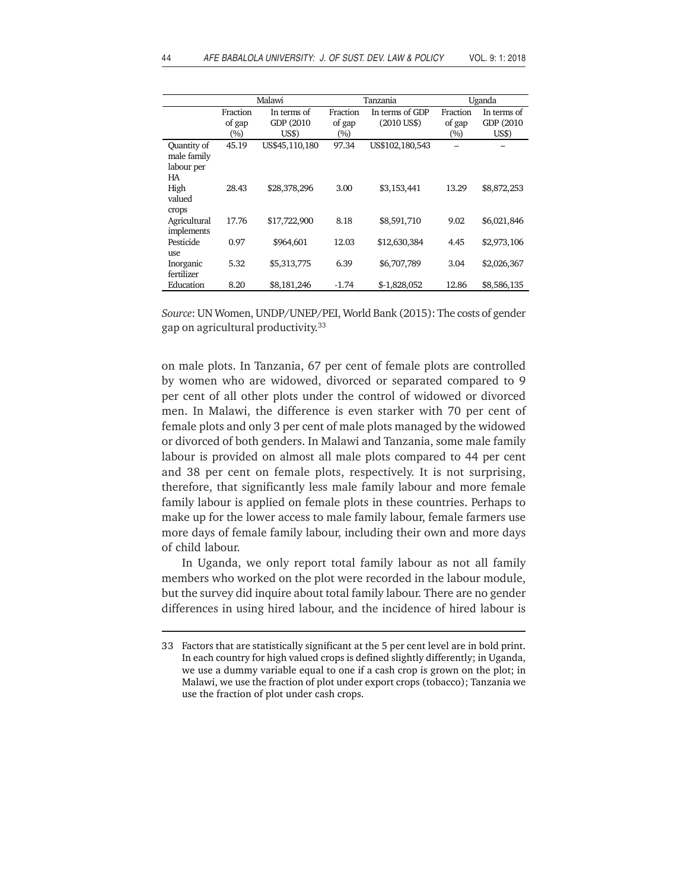| | Malawi | | Tanzania | | Uganda | |
|---|---|---|---|---|---|---|
| | Fraction of gap (%) | In terms of GDP (2010 US$) | Fraction of gap (%) | In terms of GDP (2010 US$) | Fraction of gap (%) | In terms of GDP (2010 US$) |
| Quantity of male family labour per HA | 45.19 | US$45,110,180 | 97.34 | US$102,180,543 | – | – |
| High valued crops | 28.43 | $28,378,296 | 3.00 | $3,153,441 | 13.29 | $8,872,253 |
| Agricultural implements | 17.76 | $17,722,900 | 8.18 | $8,591,710 | 9.02 | $6,021,846 |
| Pesticide use | 0.97 | $964,601 | 12.03 | $12,630,384 | 4.45 | $2,973,106 |
| Inorganic fertilizer | 5.32 | $5,313,775 | 6.39 | $6,707,789 | 3.04 | $2,026,367 |
| Education | 8.20 | $8,181,246 | -1.74 | $-1,828,052 | 12.86 | $8,586,135 |

*Source*: UN Women, UNDP/UNEP/PEI, World Bank (2015): The costs of gender gap on agricultural productivity.[33]

on male plots. In Tanzania, 67 per cent of female plots are controlled by women who are widowed, divorced or separated compared to 9 per cent of all other plots under the control of widowed or divorced men. In Malawi, the difference is even starker with 70 per cent of female plots and only 3 per cent of male plots managed by the widowed or divorced of both genders. In Malawi and Tanzania, some male family labour is provided on almost all male plots compared to 44 per cent and 38 per cent on female plots, respectively. It is not surprising, therefore, that significantly less male family labour and more female family labour is applied on female plots in these countries. Perhaps to make up for the lower access to male family labour, female farmers use more days of female family labour, including their own and more days of child labour.

In Uganda, we only report total family labour as not all family members who worked on the plot were recorded in the labour module, but the survey did inquire about total family labour. There are no gender differences in using hired labour, and the incidence of hired labour is

---

33 Factors that are statistically significant at the 5 per cent level are in bold print. In each country for high valued crops is defined slightly differently; in Uganda, we use a dummy variable equal to one if a cash crop is grown on the plot; in Malawi, we use the fraction of plot under export crops (tobacco); Tanzania we use the fraction of plot under cash crops.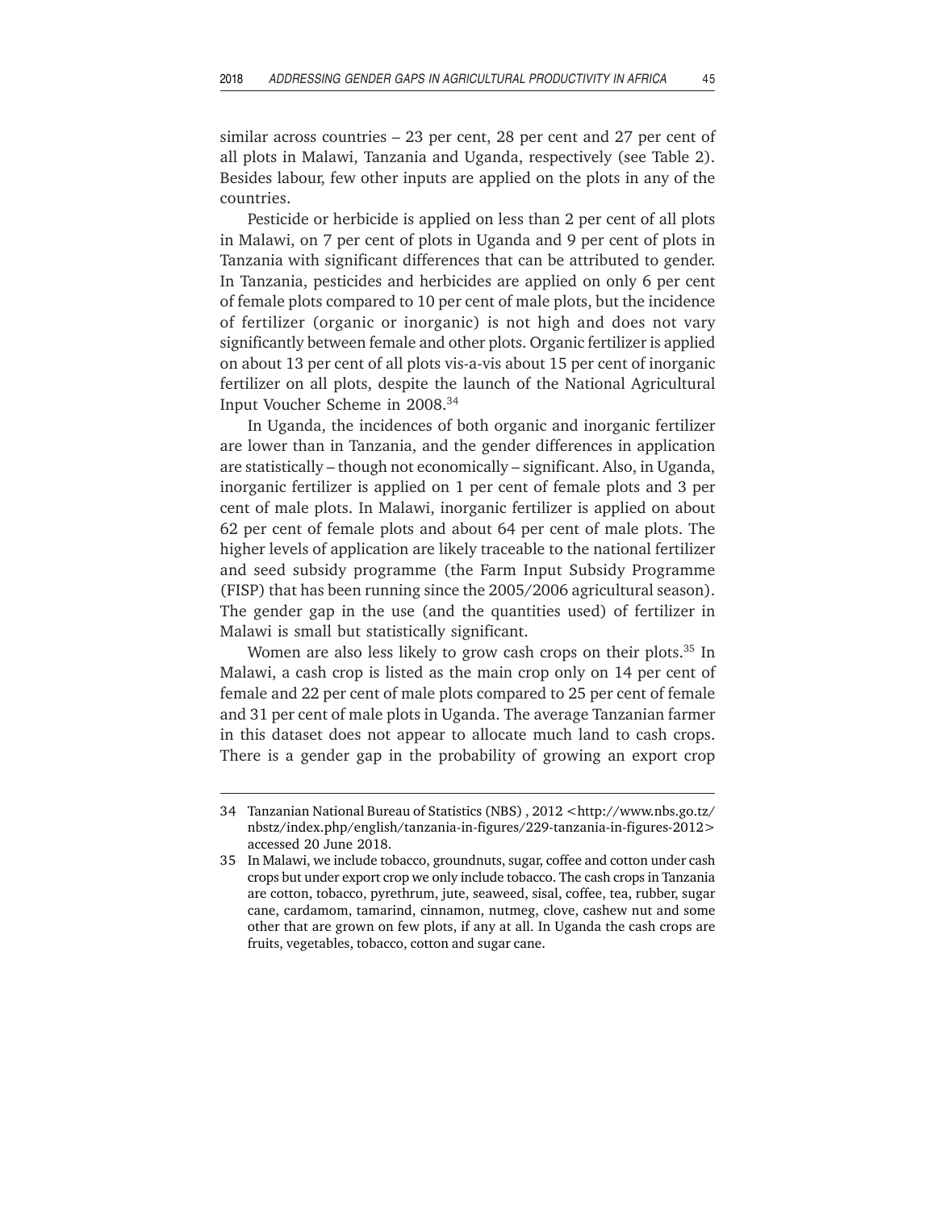similar across countries – 23 per cent, 28 per cent and 27 per cent of all plots in Malawi, Tanzania and Uganda, respectively (see Table 2). Besides labour, few other inputs are applied on the plots in any of the countries.

Pesticide or herbicide is applied on less than 2 per cent of all plots in Malawi, on 7 per cent of plots in Uganda and 9 per cent of plots in Tanzania with significant differences that can be attributed to gender. In Tanzania, pesticides and herbicides are applied on only 6 per cent of female plots compared to 10 per cent of male plots, but the incidence of fertilizer (organic or inorganic) is not high and does not vary significantly between female and other plots. Organic fertilizer is applied on about 13 per cent of all plots vis-a-vis about 15 per cent of inorganic fertilizer on all plots, despite the launch of the National Agricultural Input Voucher Scheme in 2008.[34]

In Uganda, the incidences of both organic and inorganic fertilizer are lower than in Tanzania, and the gender differences in application are statistically – though not economically – significant. Also, in Uganda, inorganic fertilizer is applied on 1 per cent of female plots and 3 per cent of male plots. In Malawi, inorganic fertilizer is applied on about 62 per cent of female plots and about 64 per cent of male plots. The higher levels of application are likely traceable to the national fertilizer and seed subsidy programme (the Farm Input Subsidy Programme (FISP) that has been running since the 2005/2006 agricultural season). The gender gap in the use (and the quantities used) of fertilizer in Malawi is small but statistically significant.

Women are also less likely to grow cash crops on their plots.[35] In Malawi, a cash crop is listed as the main crop only on 14 per cent of female and 22 per cent of male plots compared to 25 per cent of female and 31 per cent of male plots in Uganda. The average Tanzanian farmer in this dataset does not appear to allocate much land to cash crops. There is a gender gap in the probability of growing an export crop

---

34 Tanzanian National Bureau of Statistics (NBS) , 2012 <http://www.nbs.go.tz/nbstz/index.php/english/tanzania-in-figures/229-tanzania-in-figures-2012> accessed 20 June 2018.

35 In Malawi, we include tobacco, groundnuts, sugar, coffee and cotton under cash crops but under export crop we only include tobacco. The cash crops in Tanzania are cotton, tobacco, pyrethrum, jute, seaweed, sisal, coffee, tea, rubber, sugar cane, cardamom, tamarind, cinnamon, nutmeg, clove, cashew nut and some other that are grown on few plots, if any at all. In Uganda the cash crops are fruits, vegetables, tobacco, cotton and sugar cane.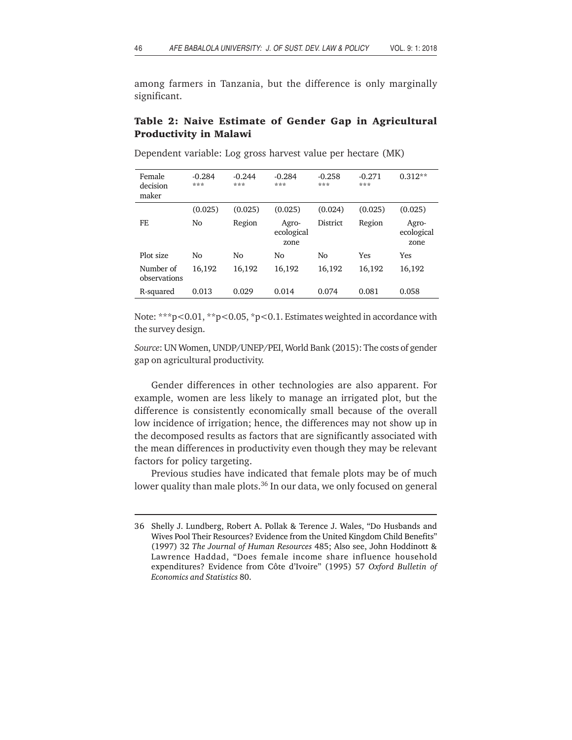among farmers in Tanzania, but the difference is only marginally significant.

**Table 2: Naive Estimate of Gender Gap in Agricultural Productivity in Malawi**

Dependent variable: Log gross harvest value per hectare (MK)

| Female decision maker | -0.284 *** | -0.244 *** | -0.284 *** | -0.258 *** | -0.271 *** | 0.312** |
|---|---|---|---|---|---|---|
| | (0.025) | (0.025) | (0.025) | (0.024) | (0.025) | (0.025) |
| FE | No | Region | Agro-ecological zone | District | Region | Agro-ecological zone |
| Plot size | No | No | No | No | Yes | Yes |
| Number of observations | 16,192 | 16,192 | 16,192 | 16,192 | 16,192 | 16,192 |
| R-squared | 0.013 | 0.029 | 0.014 | 0.074 | 0.081 | 0.058 |

Note: ***p<0.01, **p<0.05, *p<0.1. Estimates weighted in accordance with the survey design.

*Source*: UN Women, UNDP/UNEP/PEI, World Bank (2015): The costs of gender gap on agricultural productivity.

Gender differences in other technologies are also apparent. For example, women are less likely to manage an irrigated plot, but the difference is consistently economically small because of the overall low incidence of irrigation; hence, the differences may not show up in the decomposed results as factors that are significantly associated with the mean differences in productivity even though they may be relevant factors for policy targeting.

Previous studies have indicated that female plots may be of much lower quality than male plots.[36] In our data, we only focused on general

---

36 Shelly J. Lundberg, Robert A. Pollak & Terence J. Wales, "Do Husbands and Wives Pool Their Resources? Evidence from the United Kingdom Child Benefits" (1997) 32 *The Journal of Human Resources* 485; Also see, John Hoddinott & Lawrence Haddad, "Does female income share influence household expenditures? Evidence from Côte d'Ivoire" (1995) 57 *Oxford Bulletin of Economics and Statistics* 80.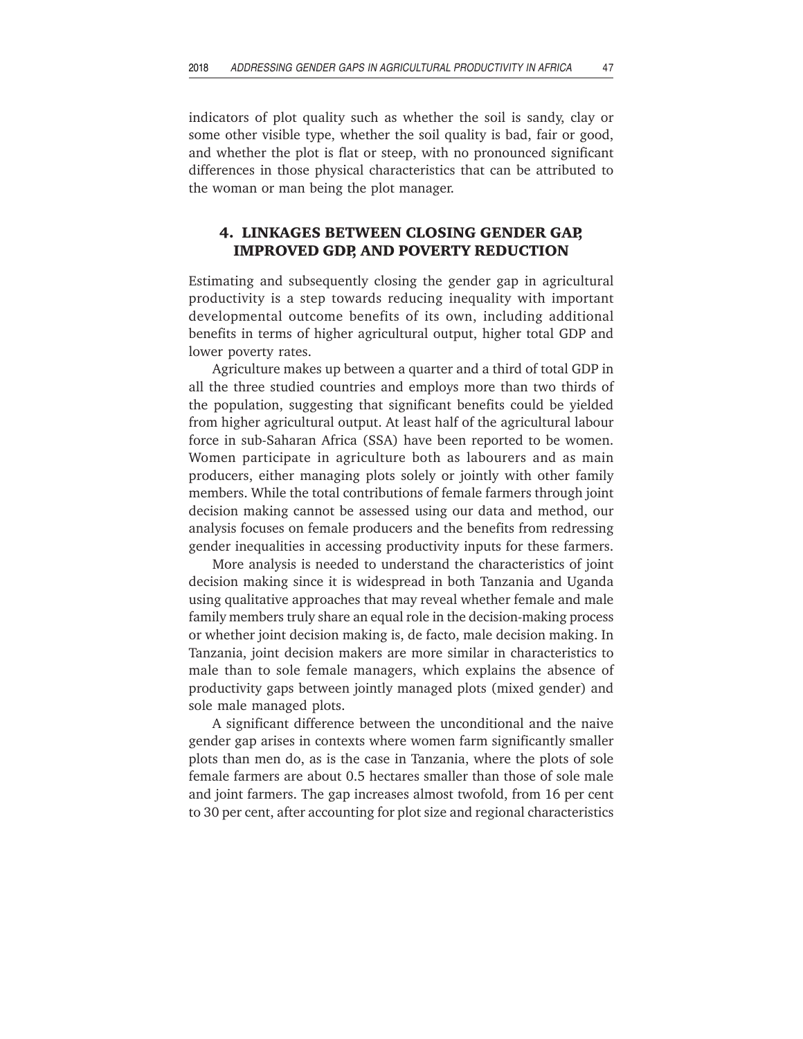indicators of plot quality such as whether the soil is sandy, clay or some other visible type, whether the soil quality is bad, fair or good, and whether the plot is flat or steep, with no pronounced significant differences in those physical characteristics that can be attributed to the woman or man being the plot manager.

## 4. LINKAGES BETWEEN CLOSING GENDER GAP, IMPROVED GDP, AND POVERTY REDUCTION

Estimating and subsequently closing the gender gap in agricultural productivity is a step towards reducing inequality with important developmental outcome benefits of its own, including additional benefits in terms of higher agricultural output, higher total GDP and lower poverty rates.

Agriculture makes up between a quarter and a third of total GDP in all the three studied countries and employs more than two thirds of the population, suggesting that significant benefits could be yielded from higher agricultural output. At least half of the agricultural labour force in sub-Saharan Africa (SSA) have been reported to be women. Women participate in agriculture both as labourers and as main producers, either managing plots solely or jointly with other family members. While the total contributions of female farmers through joint decision making cannot be assessed using our data and method, our analysis focuses on female producers and the benefits from redressing gender inequalities in accessing productivity inputs for these farmers.

More analysis is needed to understand the characteristics of joint decision making since it is widespread in both Tanzania and Uganda using qualitative approaches that may reveal whether female and male family members truly share an equal role in the decision-making process or whether joint decision making is, de facto, male decision making. In Tanzania, joint decision makers are more similar in characteristics to male than to sole female managers, which explains the absence of productivity gaps between jointly managed plots (mixed gender) and sole male managed plots.

A significant difference between the unconditional and the naive gender gap arises in contexts where women farm significantly smaller plots than men do, as is the case in Tanzania, where the plots of sole female farmers are about 0.5 hectares smaller than those of sole male and joint farmers. The gap increases almost twofold, from 16 per cent to 30 per cent, after accounting for plot size and regional characteristics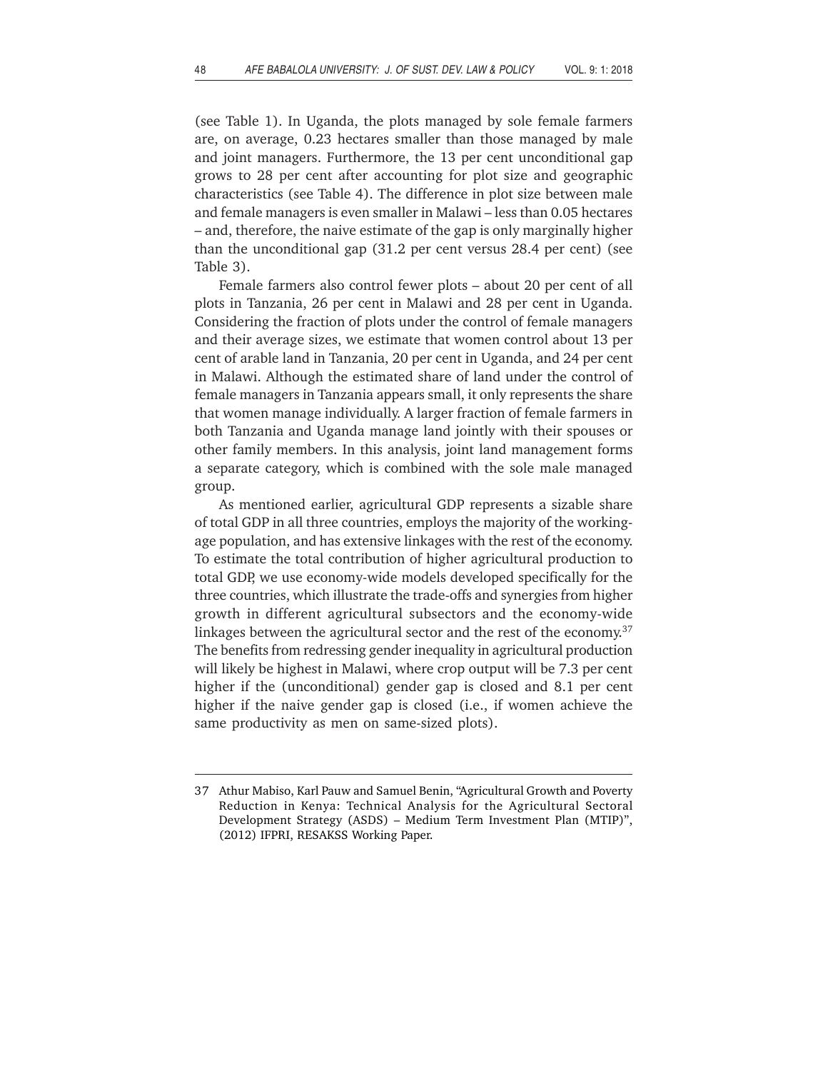(see Table 1). In Uganda, the plots managed by sole female farmers are, on average, 0.23 hectares smaller than those managed by male and joint managers. Furthermore, the 13 per cent unconditional gap grows to 28 per cent after accounting for plot size and geographic characteristics (see Table 4). The difference in plot size between male and female managers is even smaller in Malawi – less than 0.05 hectares – and, therefore, the naive estimate of the gap is only marginally higher than the unconditional gap (31.2 per cent versus 28.4 per cent) (see Table 3).

Female farmers also control fewer plots – about 20 per cent of all plots in Tanzania, 26 per cent in Malawi and 28 per cent in Uganda. Considering the fraction of plots under the control of female managers and their average sizes, we estimate that women control about 13 per cent of arable land in Tanzania, 20 per cent in Uganda, and 24 per cent in Malawi. Although the estimated share of land under the control of female managers in Tanzania appears small, it only represents the share that women manage individually. A larger fraction of female farmers in both Tanzania and Uganda manage land jointly with their spouses or other family members. In this analysis, joint land management forms a separate category, which is combined with the sole male managed group.

As mentioned earlier, agricultural GDP represents a sizable share of total GDP in all three countries, employs the majority of the working-age population, and has extensive linkages with the rest of the economy. To estimate the total contribution of higher agricultural production to total GDP, we use economy-wide models developed specifically for the three countries, which illustrate the trade-offs and synergies from higher growth in different agricultural subsectors and the economy-wide linkages between the agricultural sector and the rest of the economy.[37] The benefits from redressing gender inequality in agricultural production will likely be highest in Malawi, where crop output will be 7.3 per cent higher if the (unconditional) gender gap is closed and 8.1 per cent higher if the naive gender gap is closed (i.e., if women achieve the same productivity as men on same-sized plots).

---

37 Athur Mabiso, Karl Pauw and Samuel Benin, "Agricultural Growth and Poverty Reduction in Kenya: Technical Analysis for the Agricultural Sectoral Development Strategy (ASDS) – Medium Term Investment Plan (MTIP)", (2012) IFPRI, RESAKSS Working Paper.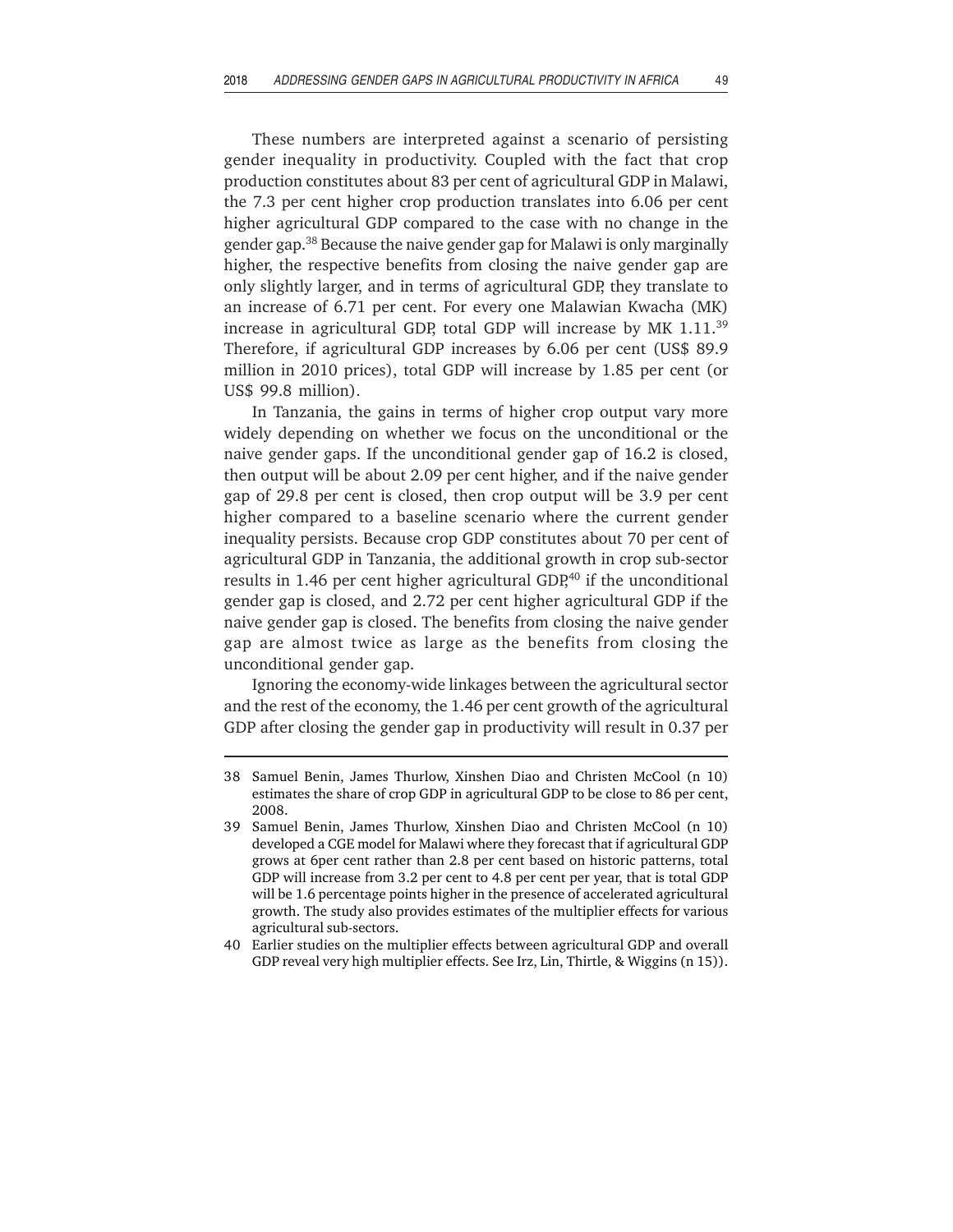These numbers are interpreted against a scenario of persisting gender inequality in productivity. Coupled with the fact that crop production constitutes about 83 per cent of agricultural GDP in Malawi, the 7.3 per cent higher crop production translates into 6.06 per cent higher agricultural GDP compared to the case with no change in the gender gap.[38] Because the naive gender gap for Malawi is only marginally higher, the respective benefits from closing the naive gender gap are only slightly larger, and in terms of agricultural GDP, they translate to an increase of 6.71 per cent. For every one Malawian Kwacha (MK) increase in agricultural GDP, total GDP will increase by MK 1.11.[39] Therefore, if agricultural GDP increases by 6.06 per cent (US$ 89.9 million in 2010 prices), total GDP will increase by 1.85 per cent (or US$ 99.8 million).

In Tanzania, the gains in terms of higher crop output vary more widely depending on whether we focus on the unconditional or the naive gender gaps. If the unconditional gender gap of 16.2 is closed, then output will be about 2.09 per cent higher, and if the naive gender gap of 29.8 per cent is closed, then crop output will be 3.9 per cent higher compared to a baseline scenario where the current gender inequality persists. Because crop GDP constitutes about 70 per cent of agricultural GDP in Tanzania, the additional growth in crop sub-sector results in 1.46 per cent higher agricultural GDP,[40] if the unconditional gender gap is closed, and 2.72 per cent higher agricultural GDP if the naive gender gap is closed. The benefits from closing the naive gender gap are almost twice as large as the benefits from closing the unconditional gender gap.

Ignoring the economy-wide linkages between the agricultural sector and the rest of the economy, the 1.46 per cent growth of the agricultural GDP after closing the gender gap in productivity will result in 0.37 per

---

38 Samuel Benin, James Thurlow, Xinshen Diao and Christen McCool (n 10) estimates the share of crop GDP in agricultural GDP to be close to 86 per cent, 2008.

39 Samuel Benin, James Thurlow, Xinshen Diao and Christen McCool (n 10) developed a CGE model for Malawi where they forecast that if agricultural GDP grows at 6per cent rather than 2.8 per cent based on historic patterns, total GDP will increase from 3.2 per cent to 4.8 per cent per year, that is total GDP will be 1.6 percentage points higher in the presence of accelerated agricultural growth. The study also provides estimates of the multiplier effects for various agricultural sub-sectors.

40 Earlier studies on the multiplier effects between agricultural GDP and overall GDP reveal very high multiplier effects. See Irz, Lin, Thirtle, & Wiggins (n 15)).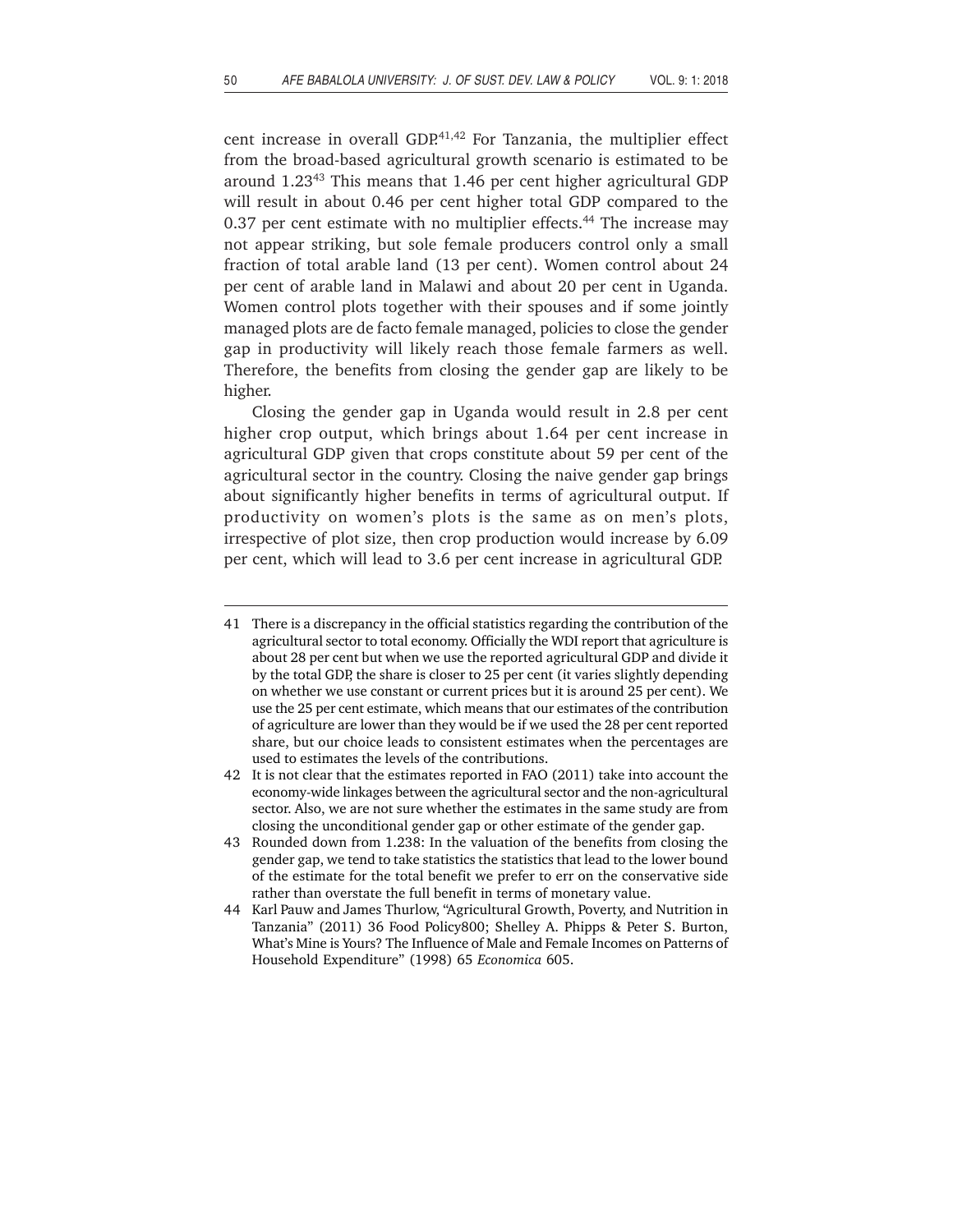cent increase in overall GDP.[41,42] For Tanzania, the multiplier effect from the broad-based agricultural growth scenario is estimated to be around 1.23[43] This means that 1.46 per cent higher agricultural GDP will result in about 0.46 per cent higher total GDP compared to the 0.37 per cent estimate with no multiplier effects.[44] The increase may not appear striking, but sole female producers control only a small fraction of total arable land (13 per cent). Women control about 24 per cent of arable land in Malawi and about 20 per cent in Uganda. Women control plots together with their spouses and if some jointly managed plots are de facto female managed, policies to close the gender gap in productivity will likely reach those female farmers as well. Therefore, the benefits from closing the gender gap are likely to be higher.

Closing the gender gap in Uganda would result in 2.8 per cent higher crop output, which brings about 1.64 per cent increase in agricultural GDP given that crops constitute about 59 per cent of the agricultural sector in the country. Closing the naive gender gap brings about significantly higher benefits in terms of agricultural output. If productivity on women's plots is the same as on men's plots, irrespective of plot size, then crop production would increase by 6.09 per cent, which will lead to 3.6 per cent increase in agricultural GDP.

---

41 There is a discrepancy in the official statistics regarding the contribution of the agricultural sector to total economy. Officially the WDI report that agriculture is about 28 per cent but when we use the reported agricultural GDP and divide it by the total GDP, the share is closer to 25 per cent (it varies slightly depending on whether we use constant or current prices but it is around 25 per cent). We use the 25 per cent estimate, which means that our estimates of the contribution of agriculture are lower than they would be if we used the 28 per cent reported share, but our choice leads to consistent estimates when the percentages are used to estimates the levels of the contributions.

42 It is not clear that the estimates reported in FAO (2011) take into account the economy-wide linkages between the agricultural sector and the non-agricultural sector. Also, we are not sure whether the estimates in the same study are from closing the unconditional gender gap or other estimate of the gender gap.

43 Rounded down from 1.238: In the valuation of the benefits from closing the gender gap, we tend to take statistics the statistics that lead to the lower bound of the estimate for the total benefit we prefer to err on the conservative side rather than overstate the full benefit in terms of monetary value.

44 Karl Pauw and James Thurlow, "Agricultural Growth, Poverty, and Nutrition in Tanzania" (2011) 36 Food Policy800; Shelley A. Phipps & Peter S. Burton, What's Mine is Yours? The Influence of Male and Female Incomes on Patterns of Household Expenditure" (1998) 65 *Economica* 605.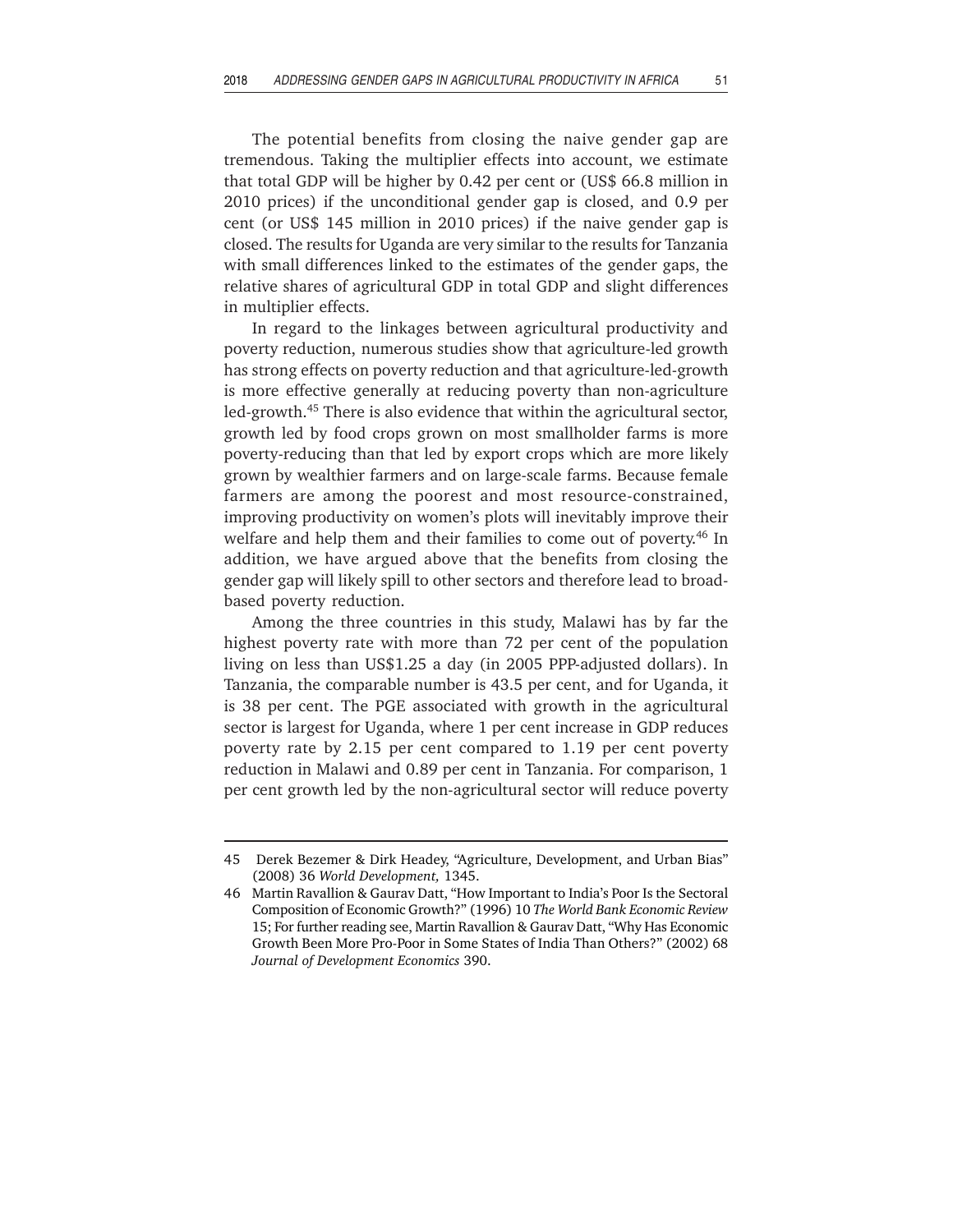The potential benefits from closing the naive gender gap are tremendous. Taking the multiplier effects into account, we estimate that total GDP will be higher by 0.42 per cent or (US$ 66.8 million in 2010 prices) if the unconditional gender gap is closed, and 0.9 per cent (or US$ 145 million in 2010 prices) if the naive gender gap is closed. The results for Uganda are very similar to the results for Tanzania with small differences linked to the estimates of the gender gaps, the relative shares of agricultural GDP in total GDP and slight differences in multiplier effects.

In regard to the linkages between agricultural productivity and poverty reduction, numerous studies show that agriculture-led growth has strong effects on poverty reduction and that agriculture-led-growth is more effective generally at reducing poverty than non-agriculture led-growth.[45] There is also evidence that within the agricultural sector, growth led by food crops grown on most smallholder farms is more poverty-reducing than that led by export crops which are more likely grown by wealthier farmers and on large-scale farms. Because female farmers are among the poorest and most resource-constrained, improving productivity on women's plots will inevitably improve their welfare and help them and their families to come out of poverty.[46] In addition, we have argued above that the benefits from closing the gender gap will likely spill to other sectors and therefore lead to broad-based poverty reduction.

Among the three countries in this study, Malawi has by far the highest poverty rate with more than 72 per cent of the population living on less than US$1.25 a day (in 2005 PPP-adjusted dollars). In Tanzania, the comparable number is 43.5 per cent, and for Uganda, it is 38 per cent. The PGE associated with growth in the agricultural sector is largest for Uganda, where 1 per cent increase in GDP reduces poverty rate by 2.15 per cent compared to 1.19 per cent poverty reduction in Malawi and 0.89 per cent in Tanzania. For comparison, 1 per cent growth led by the non-agricultural sector will reduce poverty

---

45 Derek Bezemer & Dirk Headey, "Agriculture, Development, and Urban Bias" (2008) 36 *World Development,* 1345.

46 Martin Ravallion & Gaurav Datt, "How Important to India's Poor Is the Sectoral Composition of Economic Growth?" (1996) 10 *The World Bank Economic Review* 15; For further reading see, Martin Ravallion & Gaurav Datt, "Why Has Economic Growth Been More Pro-Poor in Some States of India Than Others?" (2002) 68 *Journal of Development Economics* 390.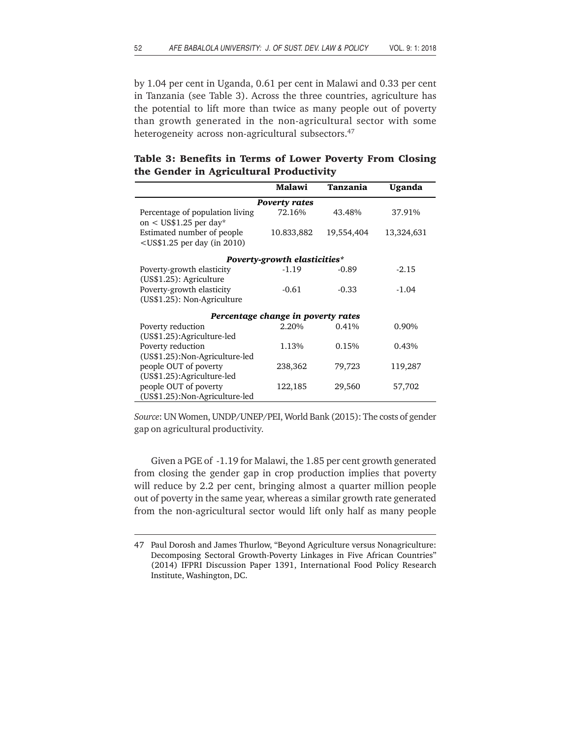by 1.04 per cent in Uganda, 0.61 per cent in Malawi and 0.33 per cent in Tanzania (see Table 3). Across the three countries, agriculture has the potential to lift more than twice as many people out of poverty than growth generated in the non-agricultural sector with some heterogeneity across non-agricultural subsectors.[47]

**Table 3: Benefits in Terms of Lower Poverty From Closing the Gender in Agricultural Productivity**

| | Malawi | Tanzania | Uganda |
|---|---|---|---|
| | ***Poverty rates*** | | |
| Percentage of population living on < US$1.25 per day* | 72.16% | 43.48% | 37.91% |
| Estimated number of people <US$1.25 per day (in 2010) | 10.833,882 | 19,554,404 | 13,324,631 |
| | ***Poverty-growth elasticities**** | | |
| Poverty-growth elasticity (US$1.25): Agriculture | -1.19 | -0.89 | -2.15 |
| Poverty-growth elasticity (US$1.25): Non-Agriculture | -0.61 | -0.33 | -1.04 |
| | ***Percentage change in poverty rates*** | | |
| Poverty reduction (US$1.25):Agriculture-led | 2.20% | 0.41% | 0.90% |
| Poverty reduction (US$1.25):Non-Agriculture-led | 1.13% | 0.15% | 0.43% |
| people OUT of poverty (US$1.25):Agriculture-led | 238,362 | 79,723 | 119,287 |
| people OUT of poverty (US$1.25):Non-Agriculture-led | 122,185 | 29,560 | 57,702 |

*Source*: UN Women, UNDP/UNEP/PEI, World Bank (2015): The costs of gender gap on agricultural productivity.

Given a PGE of -1.19 for Malawi, the 1.85 per cent growth generated from closing the gender gap in crop production implies that poverty will reduce by 2.2 per cent, bringing almost a quarter million people out of poverty in the same year, whereas a similar growth rate generated from the non-agricultural sector would lift only half as many people

---

47 Paul Dorosh and James Thurlow, "Beyond Agriculture versus Nonagriculture: Decomposing Sectoral Growth-Poverty Linkages in Five African Countries" (2014) IFPRI Discussion Paper 1391, International Food Policy Research Institute, Washington, DC.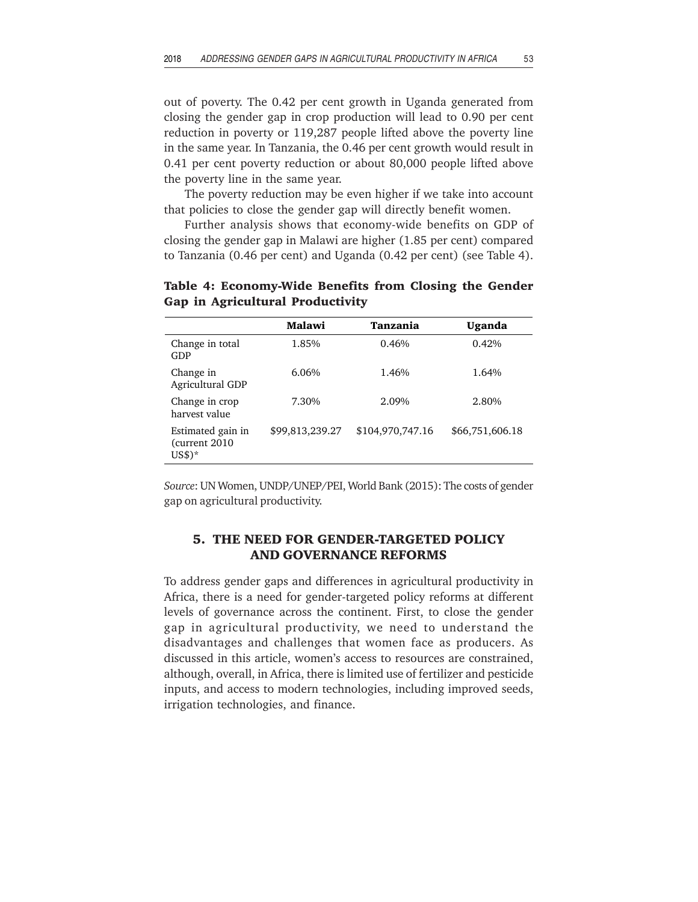out of poverty. The 0.42 per cent growth in Uganda generated from closing the gender gap in crop production will lead to 0.90 per cent reduction in poverty or 119,287 people lifted above the poverty line in the same year. In Tanzania, the 0.46 per cent growth would result in 0.41 per cent poverty reduction or about 80,000 people lifted above the poverty line in the same year.

The poverty reduction may be even higher if we take into account that policies to close the gender gap will directly benefit women.

Further analysis shows that economy-wide benefits on GDP of closing the gender gap in Malawi are higher (1.85 per cent) compared to Tanzania (0.46 per cent) and Uganda (0.42 per cent) (see Table 4).

**Table 4: Economy-Wide Benefits from Closing the Gender Gap in Agricultural Productivity**

| | Malawi | Tanzania | Uganda |
|---|---|---|---|
| Change in total GDP | 1.85% | 0.46% | 0.42% |
| Change in Agricultural GDP | 6.06% | 1.46% | 1.64% |
| Change in crop harvest value | 7.30% | 2.09% | 2.80% |
| Estimated gain in (current 2010 US$)* | $99,813,239.27 | $104,970,747.16 | $66,751,606.18 |

*Source*: UN Women, UNDP/UNEP/PEI, World Bank (2015): The costs of gender gap on agricultural productivity.

## 5. THE NEED FOR GENDER-TARGETED POLICY AND GOVERNANCE REFORMS

To address gender gaps and differences in agricultural productivity in Africa, there is a need for gender-targeted policy reforms at different levels of governance across the continent. First, to close the gender gap in agricultural productivity, we need to understand the disadvantages and challenges that women face as producers. As discussed in this article, women's access to resources are constrained, although, overall, in Africa, there is limited use of fertilizer and pesticide inputs, and access to modern technologies, including improved seeds, irrigation technologies, and finance.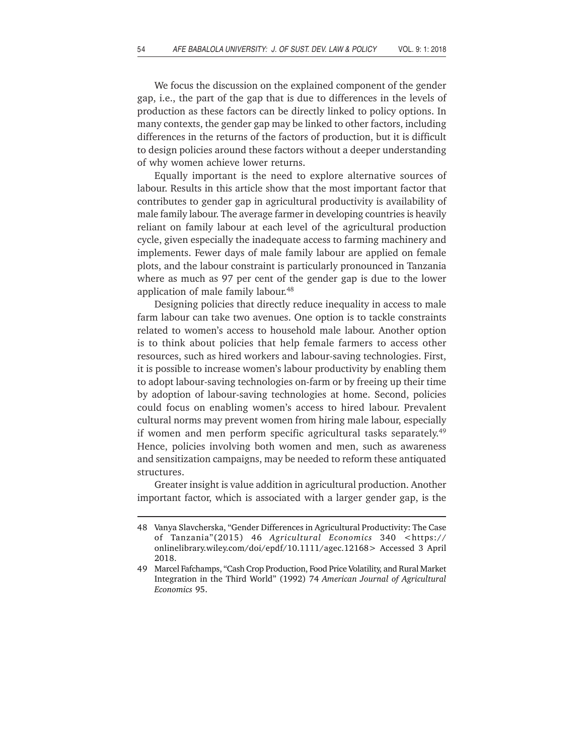We focus the discussion on the explained component of the gender gap, i.e., the part of the gap that is due to differences in the levels of production as these factors can be directly linked to policy options. In many contexts, the gender gap may be linked to other factors, including differences in the returns of the factors of production, but it is difficult to design policies around these factors without a deeper understanding of why women achieve lower returns.

Equally important is the need to explore alternative sources of labour. Results in this article show that the most important factor that contributes to gender gap in agricultural productivity is availability of male family labour. The average farmer in developing countries is heavily reliant on family labour at each level of the agricultural production cycle, given especially the inadequate access to farming machinery and implements. Fewer days of male family labour are applied on female plots, and the labour constraint is particularly pronounced in Tanzania where as much as 97 per cent of the gender gap is due to the lower application of male family labour.[48]

Designing policies that directly reduce inequality in access to male farm labour can take two avenues. One option is to tackle constraints related to women's access to household male labour. Another option is to think about policies that help female farmers to access other resources, such as hired workers and labour-saving technologies. First, it is possible to increase women's labour productivity by enabling them to adopt labour-saving technologies on-farm or by freeing up their time by adoption of labour-saving technologies at home. Second, policies could focus on enabling women's access to hired labour. Prevalent cultural norms may prevent women from hiring male labour, especially if women and men perform specific agricultural tasks separately.[49] Hence, policies involving both women and men, such as awareness and sensitization campaigns, may be needed to reform these antiquated structures.

Greater insight is value addition in agricultural production. Another important factor, which is associated with a larger gender gap, is the

---

48 Vanya Slavcherska, "Gender Differences in Agricultural Productivity: The Case of Tanzania"(2015) 46 *Agricultural Economics* 340 <https://onlinelibrary.wiley.com/doi/epdf/10.1111/agec.12168> Accessed 3 April 2018.

49 Marcel Fafchamps, "Cash Crop Production, Food Price Volatility, and Rural Market Integration in the Third World" (1992) 74 *American Journal of Agricultural Economics* 95.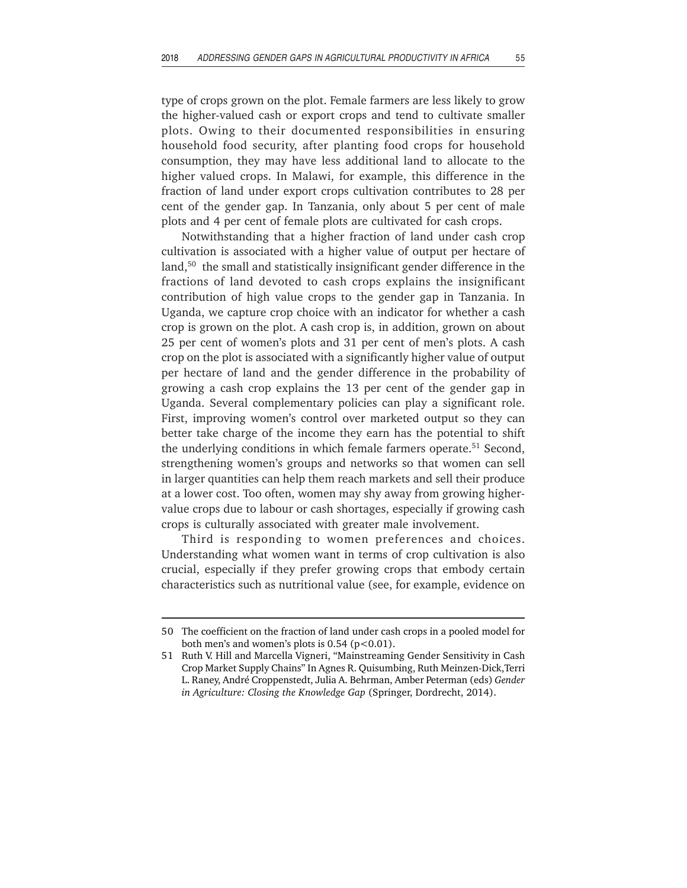type of crops grown on the plot. Female farmers are less likely to grow the higher-valued cash or export crops and tend to cultivate smaller plots. Owing to their documented responsibilities in ensuring household food security, after planting food crops for household consumption, they may have less additional land to allocate to the higher valued crops. In Malawi, for example, this difference in the fraction of land under export crops cultivation contributes to 28 per cent of the gender gap. In Tanzania, only about 5 per cent of male plots and 4 per cent of female plots are cultivated for cash crops.

Notwithstanding that a higher fraction of land under cash crop cultivation is associated with a higher value of output per hectare of land,[50] the small and statistically insignificant gender difference in the fractions of land devoted to cash crops explains the insignificant contribution of high value crops to the gender gap in Tanzania. In Uganda, we capture crop choice with an indicator for whether a cash crop is grown on the plot. A cash crop is, in addition, grown on about 25 per cent of women's plots and 31 per cent of men's plots. A cash crop on the plot is associated with a significantly higher value of output per hectare of land and the gender difference in the probability of growing a cash crop explains the 13 per cent of the gender gap in Uganda. Several complementary policies can play a significant role. First, improving women's control over marketed output so they can better take charge of the income they earn has the potential to shift the underlying conditions in which female farmers operate.[51] Second, strengthening women's groups and networks so that women can sell in larger quantities can help them reach markets and sell their produce at a lower cost. Too often, women may shy away from growing higher-value crops due to labour or cash shortages, especially if growing cash crops is culturally associated with greater male involvement.

Third is responding to women preferences and choices. Understanding what women want in terms of crop cultivation is also crucial, especially if they prefer growing crops that embody certain characteristics such as nutritional value (see, for example, evidence on

---

50 The coefficient on the fraction of land under cash crops in a pooled model for both men's and women's plots is 0.54 ($p<0.01$).

51 Ruth V. Hill and Marcella Vigneri, "Mainstreaming Gender Sensitivity in Cash Crop Market Supply Chains" In Agnes R. Quisumbing, Ruth Meinzen-Dick, Terri L. Raney, André Croppenstedt, Julia A. Behrman, Amber Peterman (eds) *Gender in Agriculture: Closing the Knowledge Gap* (Springer, Dordrecht, 2014).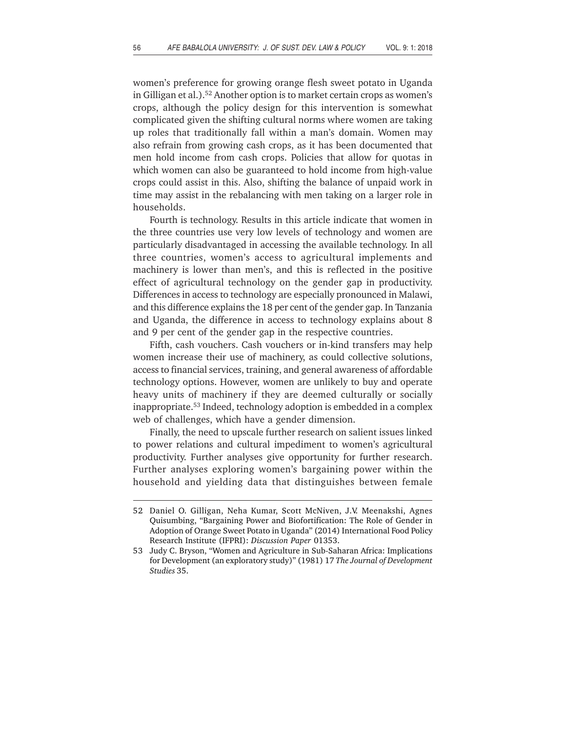women's preference for growing orange flesh sweet potato in Uganda in Gilligan et al.).[52] Another option is to market certain crops as women's crops, although the policy design for this intervention is somewhat complicated given the shifting cultural norms where women are taking up roles that traditionally fall within a man's domain. Women may also refrain from growing cash crops, as it has been documented that men hold income from cash crops. Policies that allow for quotas in which women can also be guaranteed to hold income from high-value crops could assist in this. Also, shifting the balance of unpaid work in time may assist in the rebalancing with men taking on a larger role in households.

Fourth is technology. Results in this article indicate that women in the three countries use very low levels of technology and women are particularly disadvantaged in accessing the available technology. In all three countries, women's access to agricultural implements and machinery is lower than men's, and this is reflected in the positive effect of agricultural technology on the gender gap in productivity. Differences in access to technology are especially pronounced in Malawi, and this difference explains the 18 per cent of the gender gap. In Tanzania and Uganda, the difference in access to technology explains about 8 and 9 per cent of the gender gap in the respective countries.

Fifth, cash vouchers. Cash vouchers or in-kind transfers may help women increase their use of machinery, as could collective solutions, access to financial services, training, and general awareness of affordable technology options. However, women are unlikely to buy and operate heavy units of machinery if they are deemed culturally or socially inappropriate.[53] Indeed, technology adoption is embedded in a complex web of challenges, which have a gender dimension.

Finally, the need to upscale further research on salient issues linked to power relations and cultural impediment to women's agricultural productivity. Further analyses give opportunity for further research. Further analyses exploring women's bargaining power within the household and yielding data that distinguishes between female

---

52 Daniel O. Gilligan, Neha Kumar, Scott McNiven, J.V. Meenakshi, Agnes Quisumbing, "Bargaining Power and Biofortification: The Role of Gender in Adoption of Orange Sweet Potato in Uganda" (2014) International Food Policy Research Institute (IFPRI): *Discussion Paper* 01353.

53 Judy C. Bryson, "Women and Agriculture in Sub-Saharan Africa: Implications for Development (an exploratory study)" (1981) 17 *The Journal of Development Studies* 35.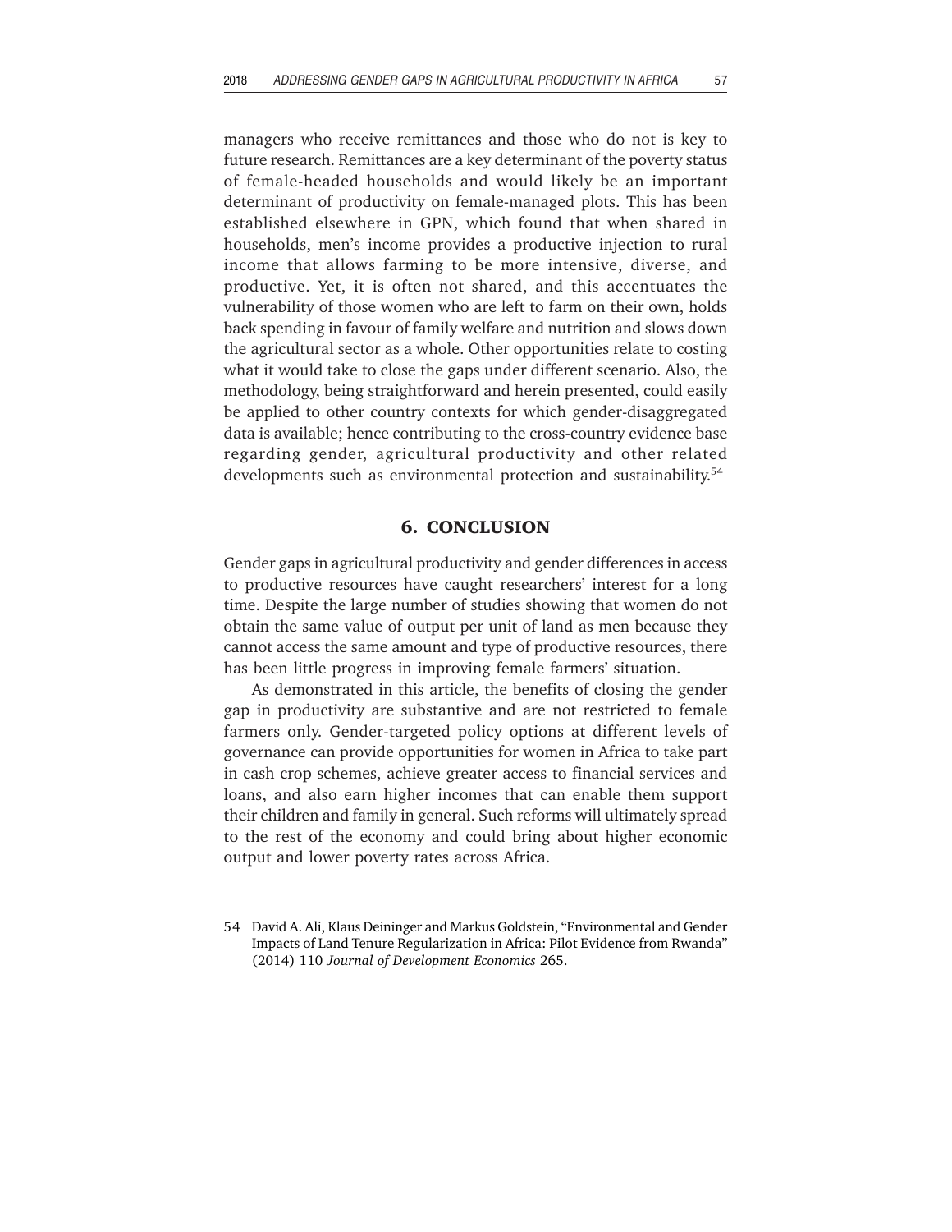managers who receive remittances and those who do not is key to future research. Remittances are a key determinant of the poverty status of female-headed households and would likely be an important determinant of productivity on female-managed plots. This has been established elsewhere in GPN, which found that when shared in households, men's income provides a productive injection to rural income that allows farming to be more intensive, diverse, and productive. Yet, it is often not shared, and this accentuates the vulnerability of those women who are left to farm on their own, holds back spending in favour of family welfare and nutrition and slows down the agricultural sector as a whole. Other opportunities relate to costing what it would take to close the gaps under different scenario. Also, the methodology, being straightforward and herein presented, could easily be applied to other country contexts for which gender-disaggregated data is available; hence contributing to the cross-country evidence base regarding gender, agricultural productivity and other related developments such as environmental protection and sustainability.[54]

## 6. CONCLUSION

Gender gaps in agricultural productivity and gender differences in access to productive resources have caught researchers' interest for a long time. Despite the large number of studies showing that women do not obtain the same value of output per unit of land as men because they cannot access the same amount and type of productive resources, there has been little progress in improving female farmers' situation.

As demonstrated in this article, the benefits of closing the gender gap in productivity are substantive and are not restricted to female farmers only. Gender-targeted policy options at different levels of governance can provide opportunities for women in Africa to take part in cash crop schemes, achieve greater access to financial services and loans, and also earn higher incomes that can enable them support their children and family in general. Such reforms will ultimately spread to the rest of the economy and could bring about higher economic output and lower poverty rates across Africa.

---

54 David A. Ali, Klaus Deininger and Markus Goldstein, "Environmental and Gender Impacts of Land Tenure Regularization in Africa: Pilot Evidence from Rwanda" (2014) 110 *Journal of Development Economics* 265.